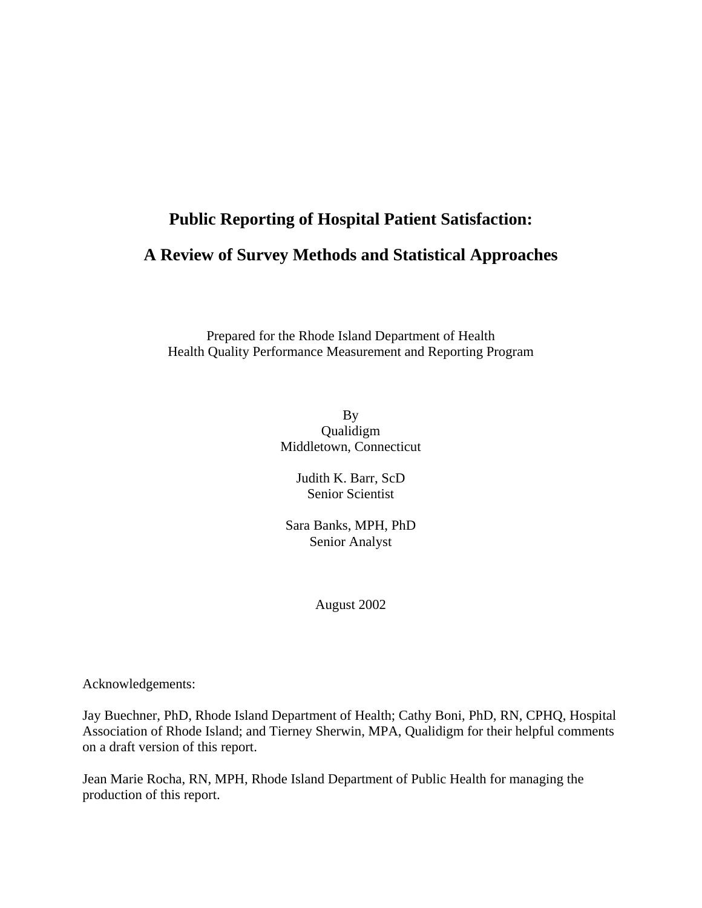# Public Reporting of Hospital Patient Satisfaction:

# A Review of Survey Methods and Statistical Approaches

Prepared for the Rhode Island Department of Health
Health Quality Performance Measurement and Reporting Program

By
Qualidigm
Middletown, Connecticut

Judith K. Barr, ScD
Senior Scientist

Sara Banks, MPH, PhD
Senior Analyst

August 2002

Acknowledgements:

Jay Buechner, PhD, Rhode Island Department of Health; Cathy Boni, PhD, RN, CPHQ, Hospital Association of Rhode Island; and Tierney Sherwin, MPA, Qualidigm for their helpful comments on a draft version of this report.

Jean Marie Rocha, RN, MPH, Rhode Island Department of Public Health for managing the production of this report.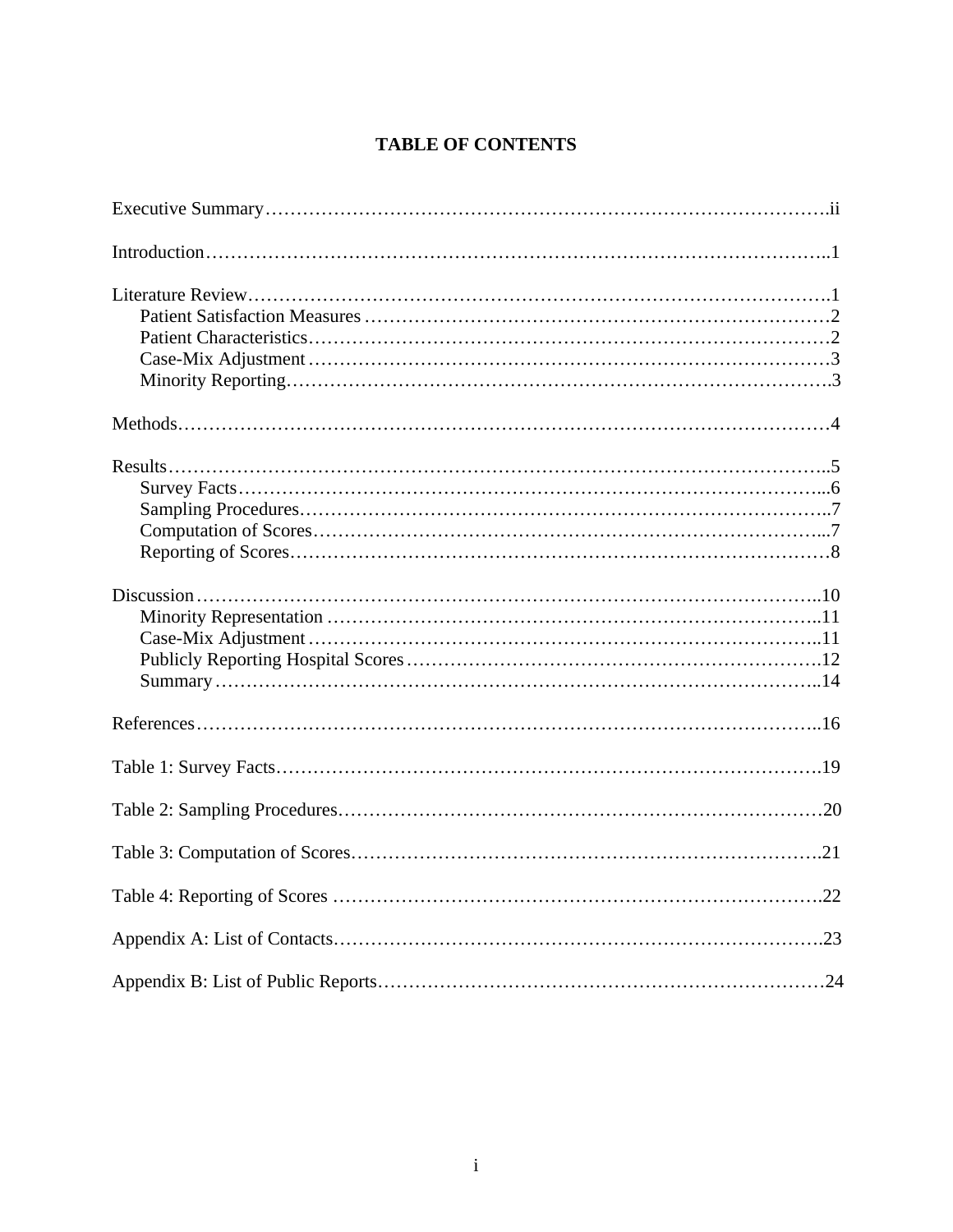# TABLE OF CONTENTS

Executive Summary……………………………………………………………………………….ii

Introduction………………………………………………………………………………………..1

Literature Review………………………………………………………………………………….1
- Patient Satisfaction Measures …………………………………………………………………2
- Patient Characteristics…………………………………………………………………………2
- Case-Mix Adjustment …………………………………………………………………………3
- Minority Reporting…………………………………………………………………………….3

Methods……………………………………………………………………………………………4

Results……………………………………………………………………………………………..5
- Survey Facts……………………………………………………………………………………...6
- Sampling Procedures…………………………………………………………………………..7
- Computation of Scores………………………………………………………………………...7
- Reporting of Scores……………………………………………………………………………8

Discussion…………………………………………………………………………………………..10
- Minority Representation ……………………………………………………………………..11
- Case-Mix Adjustment ………………………………………………………………………..11
- Publicly Reporting Hospital Scores…………………………………………………………12
- Summary ………………………………………………………………………………………..14

References…………………………………………………………………………………………..16

Table 1: Survey Facts……………………………………………………………………………….19

Table 2: Sampling Procedures…………………………………………………………………………20

Table 3: Computation of Scores……………………………………………………………………….21

Table 4: Reporting of Scores ………………………………………………………………………….22

Appendix A: List of Contacts………………………………………………………………………..23

Appendix B: List of Public Reports…………………………………………………………………24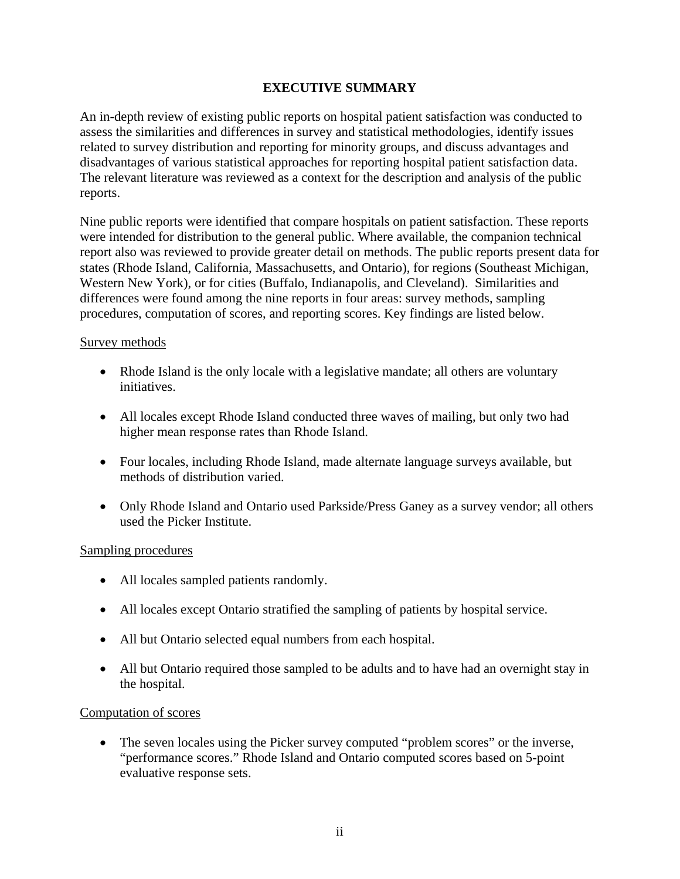# EXECUTIVE SUMMARY

An in-depth review of existing public reports on hospital patient satisfaction was conducted to assess the similarities and differences in survey and statistical methodologies, identify issues related to survey distribution and reporting for minority groups, and discuss advantages and disadvantages of various statistical approaches for reporting hospital patient satisfaction data. The relevant literature was reviewed as a context for the description and analysis of the public reports.

Nine public reports were identified that compare hospitals on patient satisfaction. These reports were intended for distribution to the general public. Where available, the companion technical report also was reviewed to provide greater detail on methods. The public reports present data for states (Rhode Island, California, Massachusetts, and Ontario), for regions (Southeast Michigan, Western New York), or for cities (Buffalo, Indianapolis, and Cleveland). Similarities and differences were found among the nine reports in four areas: survey methods, sampling procedures, computation of scores, and reporting scores. Key findings are listed below.

<u>Survey methods</u>

- Rhode Island is the only locale with a legislative mandate; all others are voluntary initiatives.
- All locales except Rhode Island conducted three waves of mailing, but only two had higher mean response rates than Rhode Island.
- Four locales, including Rhode Island, made alternate language surveys available, but methods of distribution varied.
- Only Rhode Island and Ontario used Parkside/Press Ganey as a survey vendor; all others used the Picker Institute.

<u>Sampling procedures</u>

- All locales sampled patients randomly.
- All locales except Ontario stratified the sampling of patients by hospital service.
- All but Ontario selected equal numbers from each hospital.
- All but Ontario required those sampled to be adults and to have had an overnight stay in the hospital.

<u>Computation of scores</u>

- The seven locales using the Picker survey computed "problem scores" or the inverse, "performance scores." Rhode Island and Ontario computed scores based on 5-point evaluative response sets.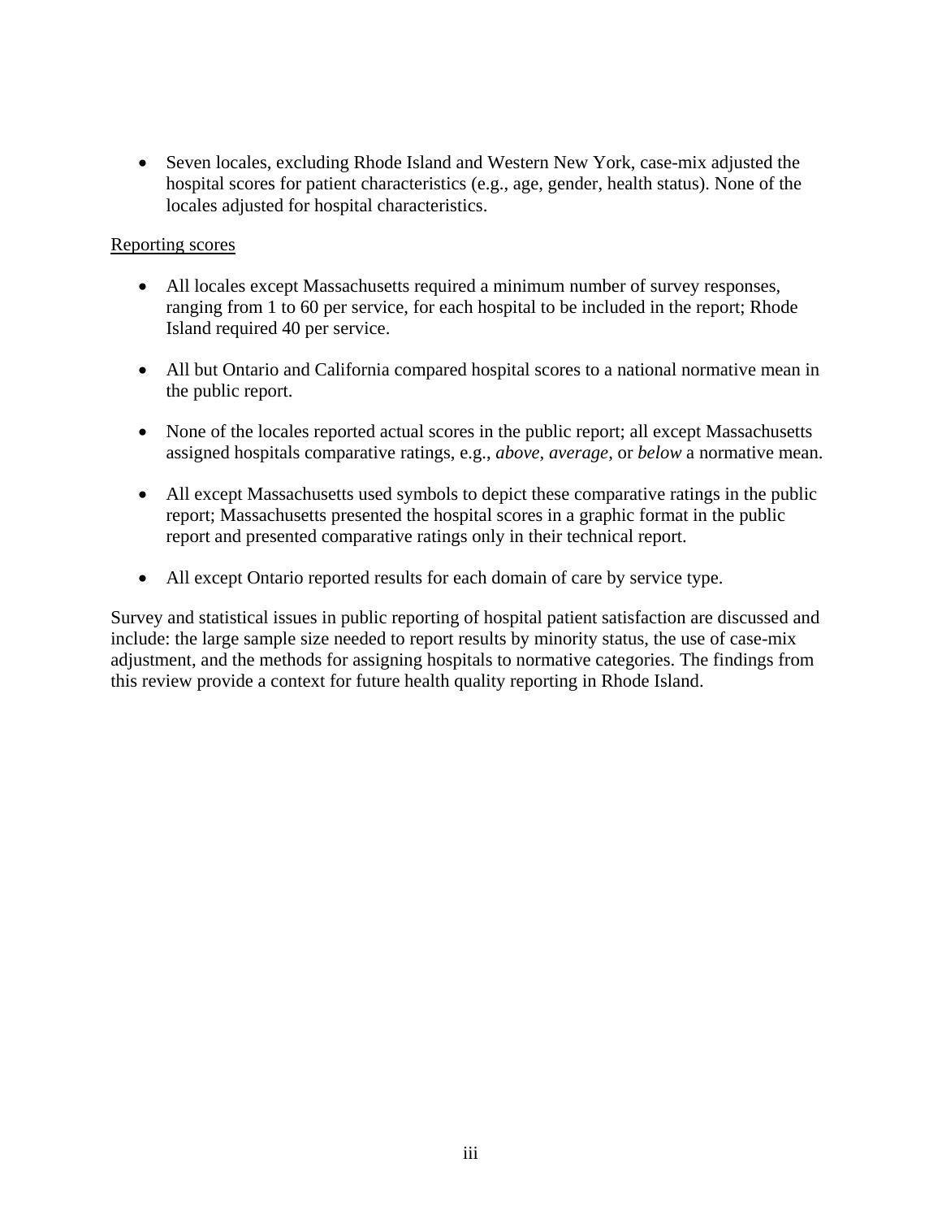- Seven locales, excluding Rhode Island and Western New York, case-mix adjusted the hospital scores for patient characteristics (e.g., age, gender, health status). None of the locales adjusted for hospital characteristics.

<u>Reporting scores</u>

- All locales except Massachusetts required a minimum number of survey responses, ranging from 1 to 60 per service, for each hospital to be included in the report; Rhode Island required 40 per service.
- All but Ontario and California compared hospital scores to a national normative mean in the public report.
- None of the locales reported actual scores in the public report; all except Massachusetts assigned hospitals comparative ratings, e.g., *above, average,* or *below* a normative mean.
- All except Massachusetts used symbols to depict these comparative ratings in the public report; Massachusetts presented the hospital scores in a graphic format in the public report and presented comparative ratings only in their technical report.
- All except Ontario reported results for each domain of care by service type.

Survey and statistical issues in public reporting of hospital patient satisfaction are discussed and include: the large sample size needed to report results by minority status, the use of case-mix adjustment, and the methods for assigning hospitals to normative categories. The findings from this review provide a context for future health quality reporting in Rhode Island.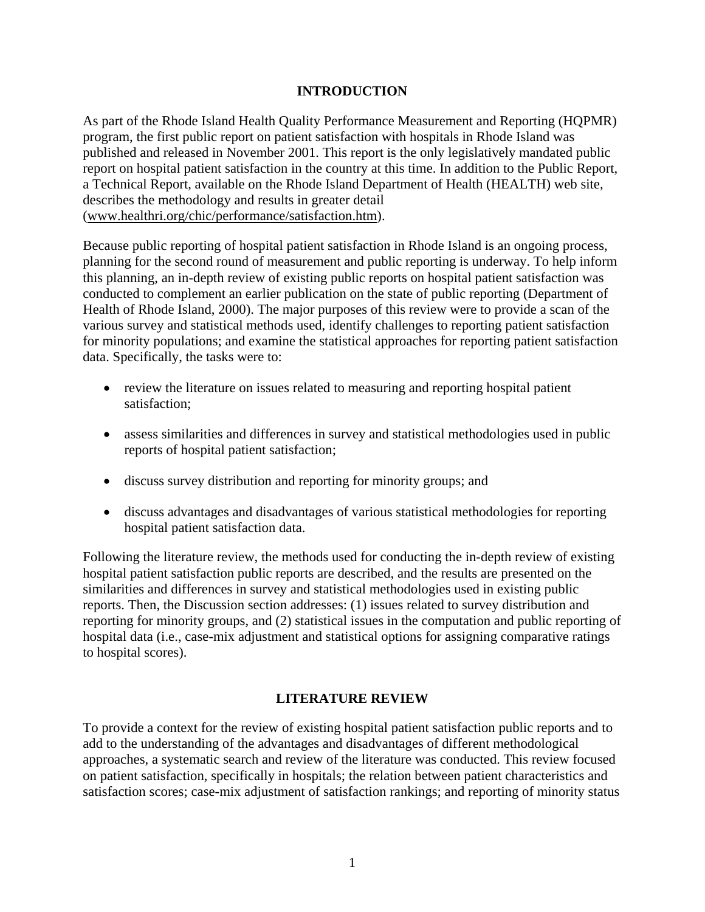## INTRODUCTION

As part of the Rhode Island Health Quality Performance Measurement and Reporting (HQPMR) program, the first public report on patient satisfaction with hospitals in Rhode Island was published and released in November 2001. This report is the only legislatively mandated public report on hospital patient satisfaction in the country at this time. In addition to the Public Report, a Technical Report, available on the Rhode Island Department of Health (HEALTH) web site, describes the methodology and results in greater detail (www.healthri.org/chic/performance/satisfaction.htm).

Because public reporting of hospital patient satisfaction in Rhode Island is an ongoing process, planning for the second round of measurement and public reporting is underway. To help inform this planning, an in-depth review of existing public reports on hospital patient satisfaction was conducted to complement an earlier publication on the state of public reporting (Department of Health of Rhode Island, 2000). The major purposes of this review were to provide a scan of the various survey and statistical methods used, identify challenges to reporting patient satisfaction for minority populations; and examine the statistical approaches for reporting patient satisfaction data. Specifically, the tasks were to:

- review the literature on issues related to measuring and reporting hospital patient satisfaction;
- assess similarities and differences in survey and statistical methodologies used in public reports of hospital patient satisfaction;
- discuss survey distribution and reporting for minority groups; and
- discuss advantages and disadvantages of various statistical methodologies for reporting hospital patient satisfaction data.

Following the literature review, the methods used for conducting the in-depth review of existing hospital patient satisfaction public reports are described, and the results are presented on the similarities and differences in survey and statistical methodologies used in existing public reports. Then, the Discussion section addresses: (1) issues related to survey distribution and reporting for minority groups, and (2) statistical issues in the computation and public reporting of hospital data (i.e., case-mix adjustment and statistical options for assigning comparative ratings to hospital scores).

## LITERATURE REVIEW

To provide a context for the review of existing hospital patient satisfaction public reports and to add to the understanding of the advantages and disadvantages of different methodological approaches, a systematic search and review of the literature was conducted. This review focused on patient satisfaction, specifically in hospitals; the relation between patient characteristics and satisfaction scores; case-mix adjustment of satisfaction rankings; and reporting of minority status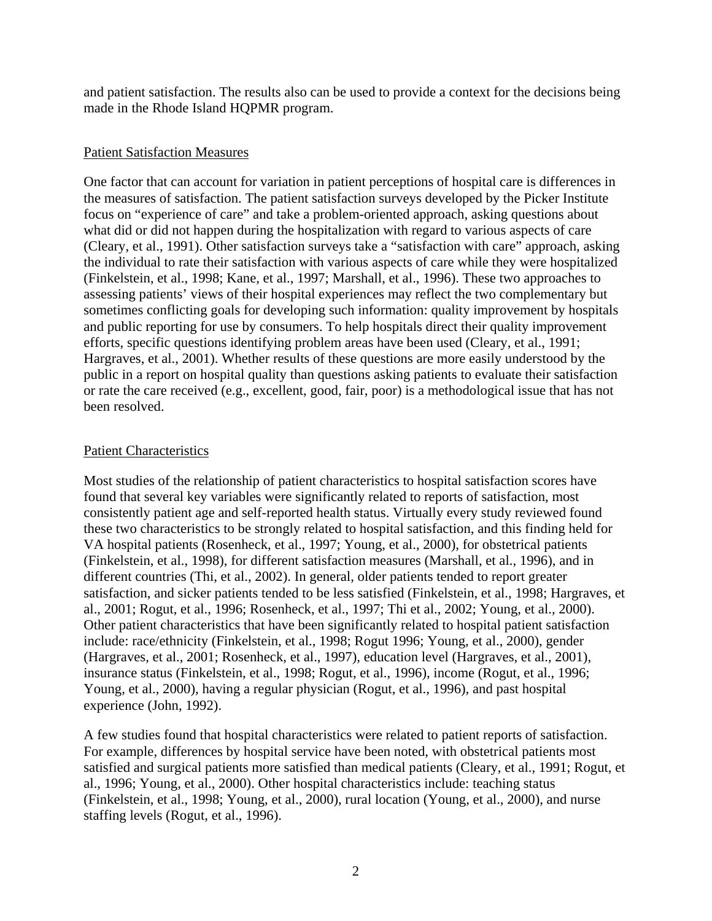and patient satisfaction. The results also can be used to provide a context for the decisions being made in the Rhode Island HQPMR program.

## Patient Satisfaction Measures

One factor that can account for variation in patient perceptions of hospital care is differences in the measures of satisfaction. The patient satisfaction surveys developed by the Picker Institute focus on "experience of care" and take a problem-oriented approach, asking questions about what did or did not happen during the hospitalization with regard to various aspects of care (Cleary, et al., 1991). Other satisfaction surveys take a "satisfaction with care" approach, asking the individual to rate their satisfaction with various aspects of care while they were hospitalized (Finkelstein, et al., 1998; Kane, et al., 1997; Marshall, et al., 1996). These two approaches to assessing patients' views of their hospital experiences may reflect the two complementary but sometimes conflicting goals for developing such information: quality improvement by hospitals and public reporting for use by consumers. To help hospitals direct their quality improvement efforts, specific questions identifying problem areas have been used (Cleary, et al., 1991; Hargraves, et al., 2001). Whether results of these questions are more easily understood by the public in a report on hospital quality than questions asking patients to evaluate their satisfaction or rate the care received (e.g., excellent, good, fair, poor) is a methodological issue that has not been resolved.

## Patient Characteristics

Most studies of the relationship of patient characteristics to hospital satisfaction scores have found that several key variables were significantly related to reports of satisfaction, most consistently patient age and self-reported health status. Virtually every study reviewed found these two characteristics to be strongly related to hospital satisfaction, and this finding held for VA hospital patients (Rosenheck, et al., 1997; Young, et al., 2000), for obstetrical patients (Finkelstein, et al., 1998), for different satisfaction measures (Marshall, et al., 1996), and in different countries (Thi, et al., 2002). In general, older patients tended to report greater satisfaction, and sicker patients tended to be less satisfied (Finkelstein, et al., 1998; Hargraves, et al., 2001; Rogut, et al., 1996; Rosenheck, et al., 1997; Thi et al., 2002; Young, et al., 2000). Other patient characteristics that have been significantly related to hospital patient satisfaction include: race/ethnicity (Finkelstein, et al., 1998; Rogut 1996; Young, et al., 2000), gender (Hargraves, et al., 2001; Rosenheck, et al., 1997), education level (Hargraves, et al., 2001), insurance status (Finkelstein, et al., 1998; Rogut, et al., 1996), income (Rogut, et al., 1996; Young, et al., 2000), having a regular physician (Rogut, et al., 1996), and past hospital experience (John, 1992).

A few studies found that hospital characteristics were related to patient reports of satisfaction. For example, differences by hospital service have been noted, with obstetrical patients most satisfied and surgical patients more satisfied than medical patients (Cleary, et al., 1991; Rogut, et al., 1996; Young, et al., 2000). Other hospital characteristics include: teaching status (Finkelstein, et al., 1998; Young, et al., 2000), rural location (Young, et al., 2000), and nurse staffing levels (Rogut, et al., 1996).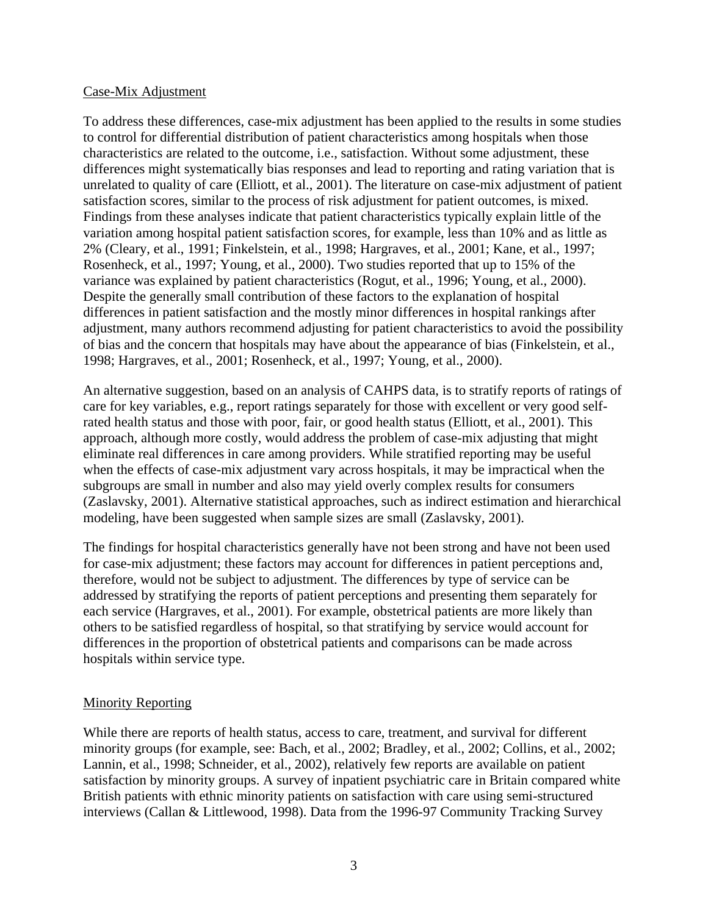Case-Mix Adjustment

To address these differences, case-mix adjustment has been applied to the results in some studies to control for differential distribution of patient characteristics among hospitals when those characteristics are related to the outcome, i.e., satisfaction. Without some adjustment, these differences might systematically bias responses and lead to reporting and rating variation that is unrelated to quality of care (Elliott, et al., 2001). The literature on case-mix adjustment of patient satisfaction scores, similar to the process of risk adjustment for patient outcomes, is mixed. Findings from these analyses indicate that patient characteristics typically explain little of the variation among hospital patient satisfaction scores, for example, less than 10% and as little as 2% (Cleary, et al., 1991; Finkelstein, et al., 1998; Hargraves, et al., 2001; Kane, et al., 1997; Rosenheck, et al., 1997; Young, et al., 2000). Two studies reported that up to 15% of the variance was explained by patient characteristics (Rogut, et al., 1996; Young, et al., 2000). Despite the generally small contribution of these factors to the explanation of hospital differences in patient satisfaction and the mostly minor differences in hospital rankings after adjustment, many authors recommend adjusting for patient characteristics to avoid the possibility of bias and the concern that hospitals may have about the appearance of bias (Finkelstein, et al., 1998; Hargraves, et al., 2001; Rosenheck, et al., 1997; Young, et al., 2000).

An alternative suggestion, based on an analysis of CAHPS data, is to stratify reports of ratings of care for key variables, e.g., report ratings separately for those with excellent or very good self-rated health status and those with poor, fair, or good health status (Elliott, et al., 2001). This approach, although more costly, would address the problem of case-mix adjusting that might eliminate real differences in care among providers. While stratified reporting may be useful when the effects of case-mix adjustment vary across hospitals, it may be impractical when the subgroups are small in number and also may yield overly complex results for consumers (Zaslavsky, 2001). Alternative statistical approaches, such as indirect estimation and hierarchical modeling, have been suggested when sample sizes are small (Zaslavsky, 2001).

The findings for hospital characteristics generally have not been strong and have not been used for case-mix adjustment; these factors may account for differences in patient perceptions and, therefore, would not be subject to adjustment. The differences by type of service can be addressed by stratifying the reports of patient perceptions and presenting them separately for each service (Hargraves, et al., 2001). For example, obstetrical patients are more likely than others to be satisfied regardless of hospital, so that stratifying by service would account for differences in the proportion of obstetrical patients and comparisons can be made across hospitals within service type.

Minority Reporting

While there are reports of health status, access to care, treatment, and survival for different minority groups (for example, see: Bach, et al., 2002; Bradley, et al., 2002; Collins, et al., 2002; Lannin, et al., 1998; Schneider, et al., 2002), relatively few reports are available on patient satisfaction by minority groups. A survey of inpatient psychiatric care in Britain compared white British patients with ethnic minority patients on satisfaction with care using semi-structured interviews (Callan & Littlewood, 1998). Data from the 1996-97 Community Tracking Survey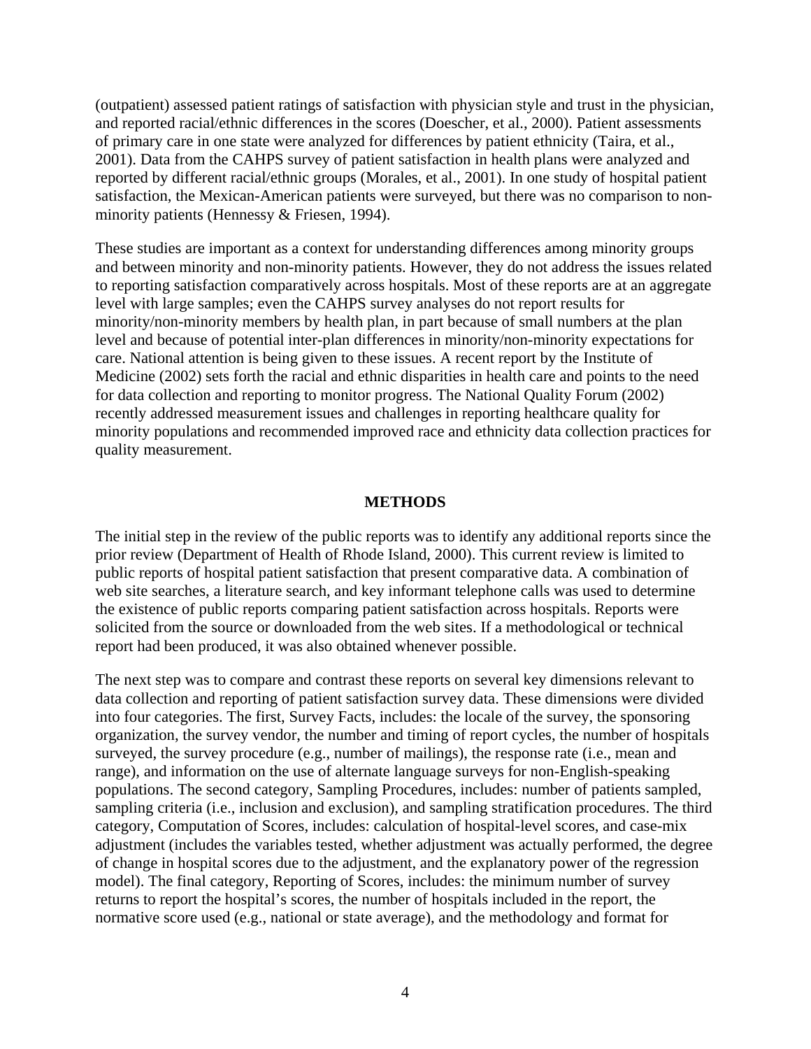(outpatient) assessed patient ratings of satisfaction with physician style and trust in the physician, and reported racial/ethnic differences in the scores (Doescher, et al., 2000). Patient assessments of primary care in one state were analyzed for differences by patient ethnicity (Taira, et al., 2001). Data from the CAHPS survey of patient satisfaction in health plans were analyzed and reported by different racial/ethnic groups (Morales, et al., 2001). In one study of hospital patient satisfaction, the Mexican-American patients were surveyed, but there was no comparison to non-minority patients (Hennessy & Friesen, 1994).

These studies are important as a context for understanding differences among minority groups and between minority and non-minority patients. However, they do not address the issues related to reporting satisfaction comparatively across hospitals. Most of these reports are at an aggregate level with large samples; even the CAHPS survey analyses do not report results for minority/non-minority members by health plan, in part because of small numbers at the plan level and because of potential inter-plan differences in minority/non-minority expectations for care. National attention is being given to these issues. A recent report by the Institute of Medicine (2002) sets forth the racial and ethnic disparities in health care and points to the need for data collection and reporting to monitor progress. The National Quality Forum (2002) recently addressed measurement issues and challenges in reporting healthcare quality for minority populations and recommended improved race and ethnicity data collection practices for quality measurement.

## METHODS

The initial step in the review of the public reports was to identify any additional reports since the prior review (Department of Health of Rhode Island, 2000). This current review is limited to public reports of hospital patient satisfaction that present comparative data. A combination of web site searches, a literature search, and key informant telephone calls was used to determine the existence of public reports comparing patient satisfaction across hospitals. Reports were solicited from the source or downloaded from the web sites. If a methodological or technical report had been produced, it was also obtained whenever possible.

The next step was to compare and contrast these reports on several key dimensions relevant to data collection and reporting of patient satisfaction survey data. These dimensions were divided into four categories. The first, Survey Facts, includes: the locale of the survey, the sponsoring organization, the survey vendor, the number and timing of report cycles, the number of hospitals surveyed, the survey procedure (e.g., number of mailings), the response rate (i.e., mean and range), and information on the use of alternate language surveys for non-English-speaking populations. The second category, Sampling Procedures, includes: number of patients sampled, sampling criteria (i.e., inclusion and exclusion), and sampling stratification procedures. The third category, Computation of Scores, includes: calculation of hospital-level scores, and case-mix adjustment (includes the variables tested, whether adjustment was actually performed, the degree of change in hospital scores due to the adjustment, and the explanatory power of the regression model). The final category, Reporting of Scores, includes: the minimum number of survey returns to report the hospital's scores, the number of hospitals included in the report, the normative score used (e.g., national or state average), and the methodology and format for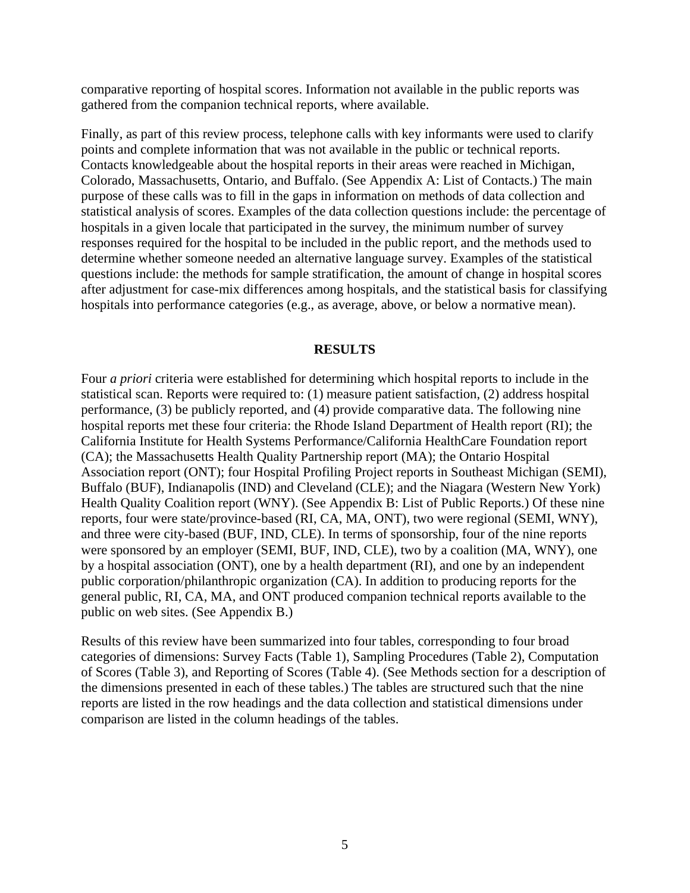comparative reporting of hospital scores. Information not available in the public reports was gathered from the companion technical reports, where available.

Finally, as part of this review process, telephone calls with key informants were used to clarify points and complete information that was not available in the public or technical reports. Contacts knowledgeable about the hospital reports in their areas were reached in Michigan, Colorado, Massachusetts, Ontario, and Buffalo. (See Appendix A: List of Contacts.) The main purpose of these calls was to fill in the gaps in information on methods of data collection and statistical analysis of scores. Examples of the data collection questions include: the percentage of hospitals in a given locale that participated in the survey, the minimum number of survey responses required for the hospital to be included in the public report, and the methods used to determine whether someone needed an alternative language survey. Examples of the statistical questions include: the methods for sample stratification, the amount of change in hospital scores after adjustment for case-mix differences among hospitals, and the statistical basis for classifying hospitals into performance categories (e.g., as average, above, or below a normative mean).

## RESULTS

Four *a priori* criteria were established for determining which hospital reports to include in the statistical scan. Reports were required to: (1) measure patient satisfaction, (2) address hospital performance, (3) be publicly reported, and (4) provide comparative data. The following nine hospital reports met these four criteria: the Rhode Island Department of Health report (RI); the California Institute for Health Systems Performance/California HealthCare Foundation report (CA); the Massachusetts Health Quality Partnership report (MA); the Ontario Hospital Association report (ONT); four Hospital Profiling Project reports in Southeast Michigan (SEMI), Buffalo (BUF), Indianapolis (IND) and Cleveland (CLE); and the Niagara (Western New York) Health Quality Coalition report (WNY). (See Appendix B: List of Public Reports.) Of these nine reports, four were state/province-based (RI, CA, MA, ONT), two were regional (SEMI, WNY), and three were city-based (BUF, IND, CLE). In terms of sponsorship, four of the nine reports were sponsored by an employer (SEMI, BUF, IND, CLE), two by a coalition (MA, WNY), one by a hospital association (ONT), one by a health department (RI), and one by an independent public corporation/philanthropic organization (CA). In addition to producing reports for the general public, RI, CA, MA, and ONT produced companion technical reports available to the public on web sites. (See Appendix B.)

Results of this review have been summarized into four tables, corresponding to four broad categories of dimensions: Survey Facts (Table 1), Sampling Procedures (Table 2), Computation of Scores (Table 3), and Reporting of Scores (Table 4). (See Methods section for a description of the dimensions presented in each of these tables.) The tables are structured such that the nine reports are listed in the row headings and the data collection and statistical dimensions under comparison are listed in the column headings of the tables.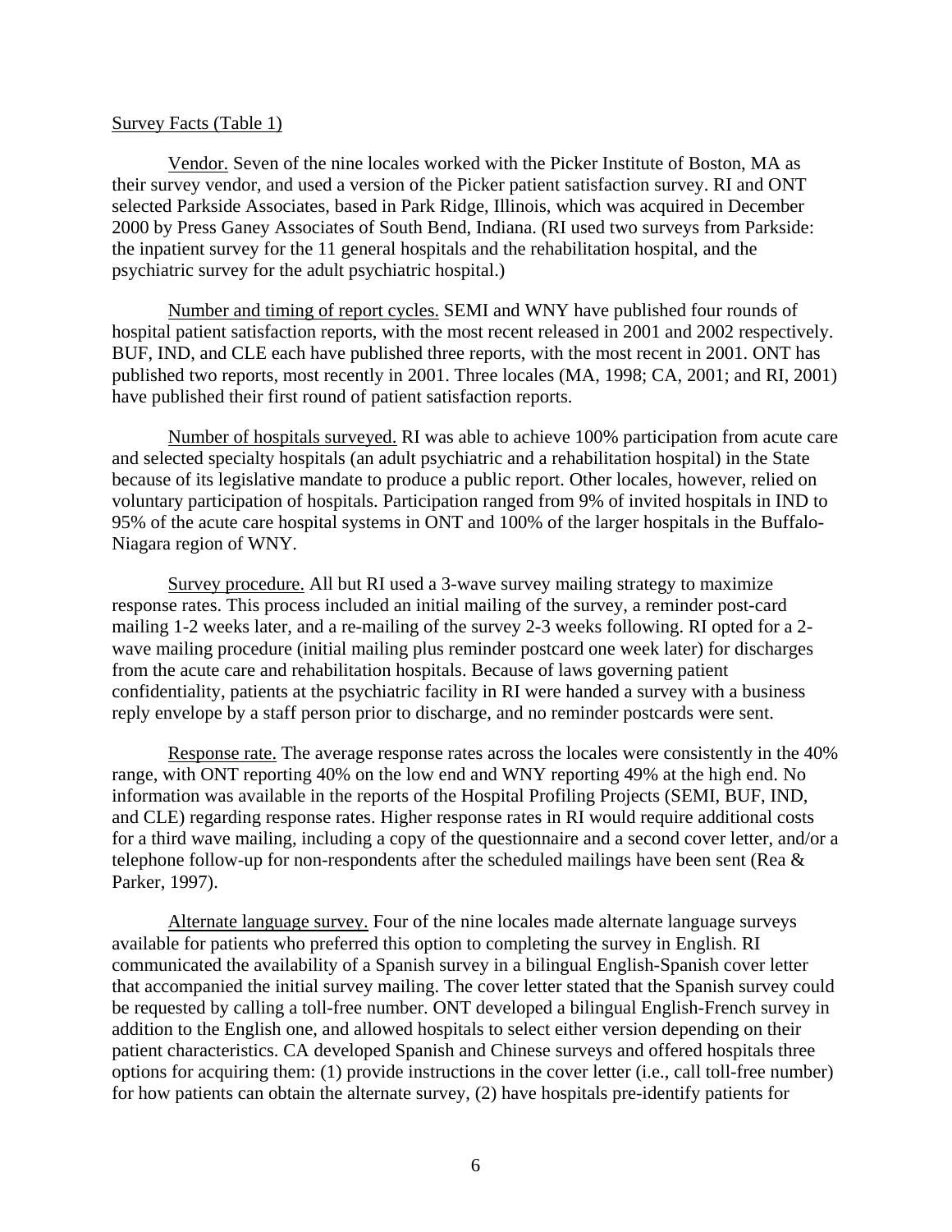Survey Facts (Table 1)

Vendor. Seven of the nine locales worked with the Picker Institute of Boston, MA as their survey vendor, and used a version of the Picker patient satisfaction survey. RI and ONT selected Parkside Associates, based in Park Ridge, Illinois, which was acquired in December 2000 by Press Ganey Associates of South Bend, Indiana. (RI used two surveys from Parkside: the inpatient survey for the 11 general hospitals and the rehabilitation hospital, and the psychiatric survey for the adult psychiatric hospital.)

Number and timing of report cycles. SEMI and WNY have published four rounds of hospital patient satisfaction reports, with the most recent released in 2001 and 2002 respectively. BUF, IND, and CLE each have published three reports, with the most recent in 2001. ONT has published two reports, most recently in 2001. Three locales (MA, 1998; CA, 2001; and RI, 2001) have published their first round of patient satisfaction reports.

Number of hospitals surveyed. RI was able to achieve 100% participation from acute care and selected specialty hospitals (an adult psychiatric and a rehabilitation hospital) in the State because of its legislative mandate to produce a public report. Other locales, however, relied on voluntary participation of hospitals. Participation ranged from 9% of invited hospitals in IND to 95% of the acute care hospital systems in ONT and 100% of the larger hospitals in the Buffalo-Niagara region of WNY.

Survey procedure. All but RI used a 3-wave survey mailing strategy to maximize response rates. This process included an initial mailing of the survey, a reminder post-card mailing 1-2 weeks later, and a re-mailing of the survey 2-3 weeks following. RI opted for a 2-wave mailing procedure (initial mailing plus reminder postcard one week later) for discharges from the acute care and rehabilitation hospitals. Because of laws governing patient confidentiality, patients at the psychiatric facility in RI were handed a survey with a business reply envelope by a staff person prior to discharge, and no reminder postcards were sent.

Response rate. The average response rates across the locales were consistently in the 40% range, with ONT reporting 40% on the low end and WNY reporting 49% at the high end. No information was available in the reports of the Hospital Profiling Projects (SEMI, BUF, IND, and CLE) regarding response rates. Higher response rates in RI would require additional costs for a third wave mailing, including a copy of the questionnaire and a second cover letter, and/or a telephone follow-up for non-respondents after the scheduled mailings have been sent (Rea & Parker, 1997).

Alternate language survey. Four of the nine locales made alternate language surveys available for patients who preferred this option to completing the survey in English. RI communicated the availability of a Spanish survey in a bilingual English-Spanish cover letter that accompanied the initial survey mailing. The cover letter stated that the Spanish survey could be requested by calling a toll-free number. ONT developed a bilingual English-French survey in addition to the English one, and allowed hospitals to select either version depending on their patient characteristics. CA developed Spanish and Chinese surveys and offered hospitals three options for acquiring them: (1) provide instructions in the cover letter (i.e., call toll-free number) for how patients can obtain the alternate survey, (2) have hospitals pre-identify patients for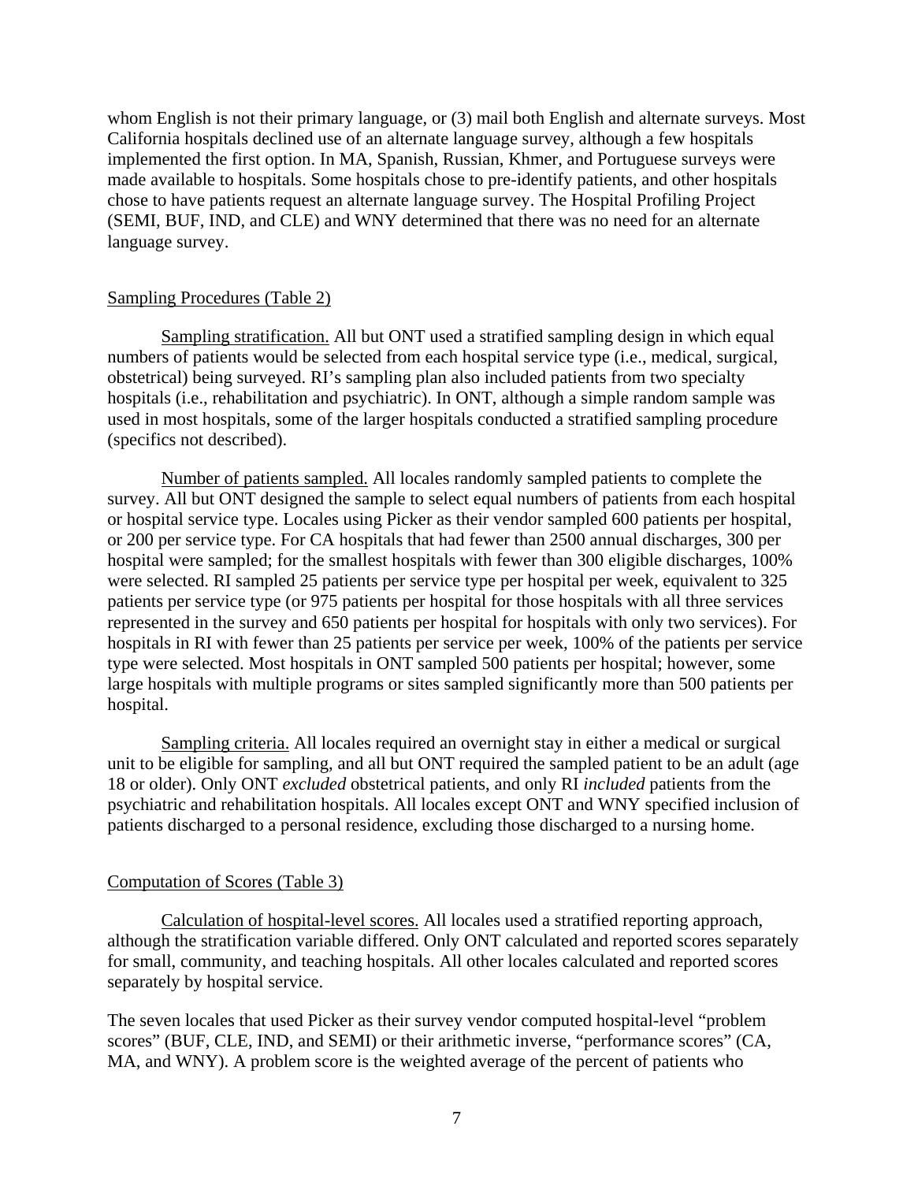whom English is not their primary language, or (3) mail both English and alternate surveys. Most California hospitals declined use of an alternate language survey, although a few hospitals implemented the first option. In MA, Spanish, Russian, Khmer, and Portuguese surveys were made available to hospitals. Some hospitals chose to pre-identify patients, and other hospitals chose to have patients request an alternate language survey. The Hospital Profiling Project (SEMI, BUF, IND, and CLE) and WNY determined that there was no need for an alternate language survey.

## Sampling Procedures (Table 2)

Sampling stratification. All but ONT used a stratified sampling design in which equal numbers of patients would be selected from each hospital service type (i.e., medical, surgical, obstetrical) being surveyed. RI's sampling plan also included patients from two specialty hospitals (i.e., rehabilitation and psychiatric). In ONT, although a simple random sample was used in most hospitals, some of the larger hospitals conducted a stratified sampling procedure (specifics not described).

Number of patients sampled. All locales randomly sampled patients to complete the survey. All but ONT designed the sample to select equal numbers of patients from each hospital or hospital service type. Locales using Picker as their vendor sampled 600 patients per hospital, or 200 per service type. For CA hospitals that had fewer than 2500 annual discharges, 300 per hospital were sampled; for the smallest hospitals with fewer than 300 eligible discharges, 100% were selected. RI sampled 25 patients per service type per hospital per week, equivalent to 325 patients per service type (or 975 patients per hospital for those hospitals with all three services represented in the survey and 650 patients per hospital for hospitals with only two services). For hospitals in RI with fewer than 25 patients per service per week, 100% of the patients per service type were selected. Most hospitals in ONT sampled 500 patients per hospital; however, some large hospitals with multiple programs or sites sampled significantly more than 500 patients per hospital.

Sampling criteria. All locales required an overnight stay in either a medical or surgical unit to be eligible for sampling, and all but ONT required the sampled patient to be an adult (age 18 or older). Only ONT *excluded* obstetrical patients, and only RI *included* patients from the psychiatric and rehabilitation hospitals. All locales except ONT and WNY specified inclusion of patients discharged to a personal residence, excluding those discharged to a nursing home.

## Computation of Scores (Table 3)

Calculation of hospital-level scores. All locales used a stratified reporting approach, although the stratification variable differed. Only ONT calculated and reported scores separately for small, community, and teaching hospitals. All other locales calculated and reported scores separately by hospital service.

The seven locales that used Picker as their survey vendor computed hospital-level "problem scores" (BUF, CLE, IND, and SEMI) or their arithmetic inverse, "performance scores" (CA, MA, and WNY). A problem score is the weighted average of the percent of patients who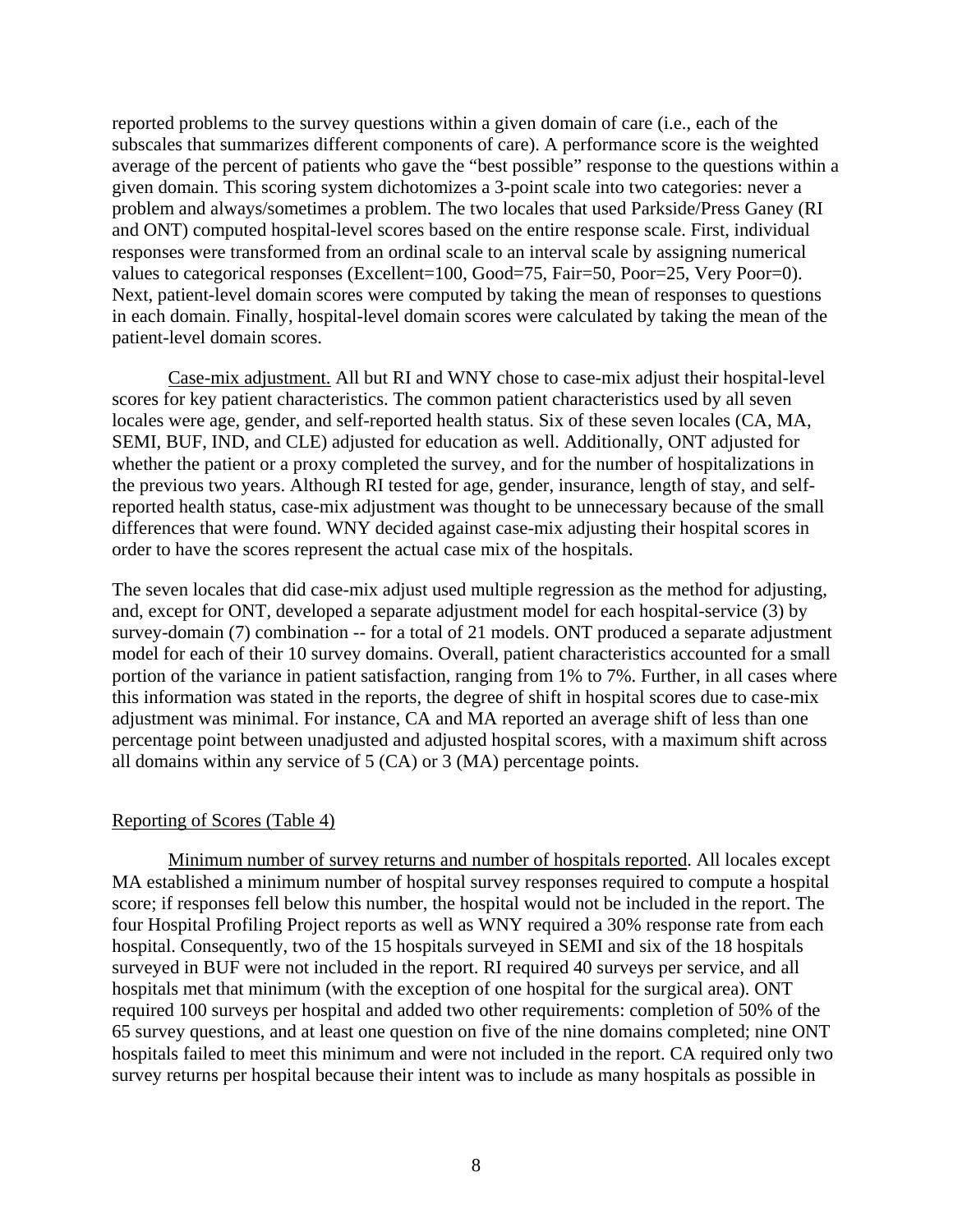reported problems to the survey questions within a given domain of care (i.e., each of the subscales that summarizes different components of care). A performance score is the weighted average of the percent of patients who gave the "best possible" response to the questions within a given domain. This scoring system dichotomizes a 3-point scale into two categories: never a problem and always/sometimes a problem. The two locales that used Parkside/Press Ganey (RI and ONT) computed hospital-level scores based on the entire response scale. First, individual responses were transformed from an ordinal scale to an interval scale by assigning numerical values to categorical responses (Excellent=100, Good=75, Fair=50, Poor=25, Very Poor=0). Next, patient-level domain scores were computed by taking the mean of responses to questions in each domain. Finally, hospital-level domain scores were calculated by taking the mean of the patient-level domain scores.

Case-mix adjustment. All but RI and WNY chose to case-mix adjust their hospital-level scores for key patient characteristics. The common patient characteristics used by all seven locales were age, gender, and self-reported health status. Six of these seven locales (CA, MA, SEMI, BUF, IND, and CLE) adjusted for education as well. Additionally, ONT adjusted for whether the patient or a proxy completed the survey, and for the number of hospitalizations in the previous two years. Although RI tested for age, gender, insurance, length of stay, and self-reported health status, case-mix adjustment was thought to be unnecessary because of the small differences that were found. WNY decided against case-mix adjusting their hospital scores in order to have the scores represent the actual case mix of the hospitals.

The seven locales that did case-mix adjust used multiple regression as the method for adjusting, and, except for ONT, developed a separate adjustment model for each hospital-service (3) by survey-domain (7) combination -- for a total of 21 models. ONT produced a separate adjustment model for each of their 10 survey domains. Overall, patient characteristics accounted for a small portion of the variance in patient satisfaction, ranging from 1% to 7%. Further, in all cases where this information was stated in the reports, the degree of shift in hospital scores due to case-mix adjustment was minimal. For instance, CA and MA reported an average shift of less than one percentage point between unadjusted and adjusted hospital scores, with a maximum shift across all domains within any service of 5 (CA) or 3 (MA) percentage points.

## Reporting of Scores (Table 4)

Minimum number of survey returns and number of hospitals reported. All locales except MA established a minimum number of hospital survey responses required to compute a hospital score; if responses fell below this number, the hospital would not be included in the report. The four Hospital Profiling Project reports as well as WNY required a 30% response rate from each hospital. Consequently, two of the 15 hospitals surveyed in SEMI and six of the 18 hospitals surveyed in BUF were not included in the report. RI required 40 surveys per service, and all hospitals met that minimum (with the exception of one hospital for the surgical area). ONT required 100 surveys per hospital and added two other requirements: completion of 50% of the 65 survey questions, and at least one question on five of the nine domains completed; nine ONT hospitals failed to meet this minimum and were not included in the report. CA required only two survey returns per hospital because their intent was to include as many hospitals as possible in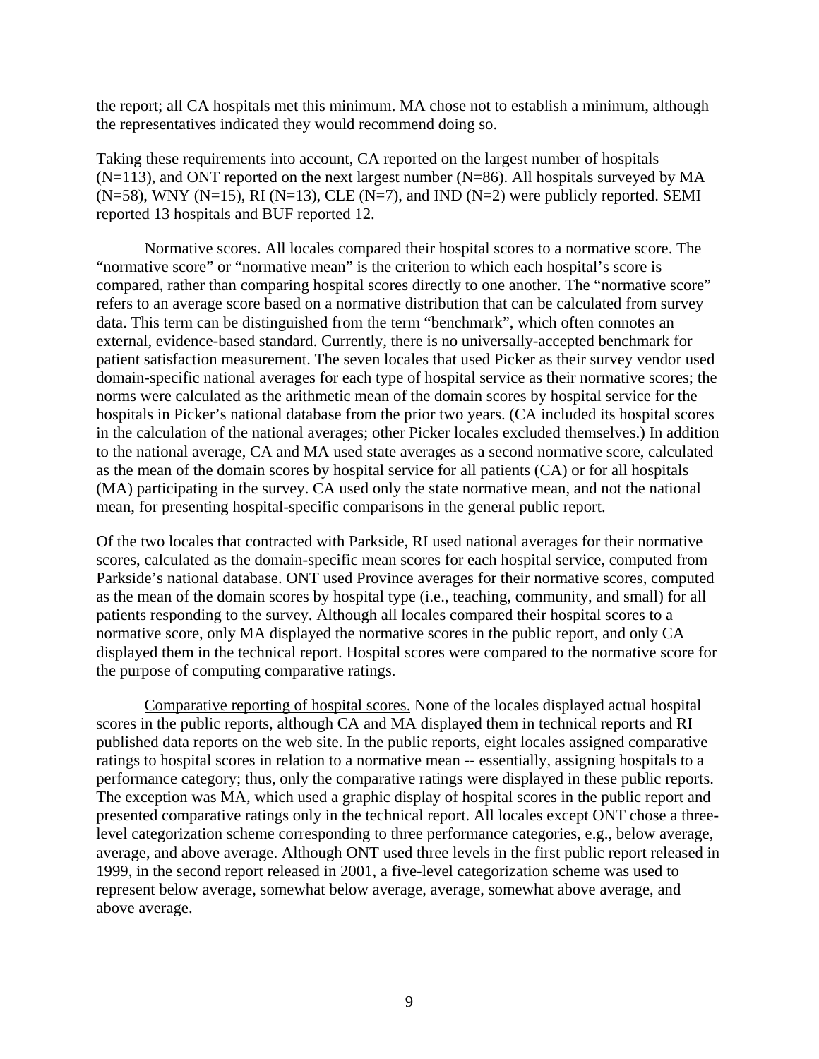the report; all CA hospitals met this minimum. MA chose not to establish a minimum, although the representatives indicated they would recommend doing so.

Taking these requirements into account, CA reported on the largest number of hospitals (N=113), and ONT reported on the next largest number (N=86). All hospitals surveyed by MA (N=58), WNY (N=15), RI (N=13), CLE (N=7), and IND (N=2) were publicly reported. SEMI reported 13 hospitals and BUF reported 12.

Normative scores. All locales compared their hospital scores to a normative score. The "normative score" or "normative mean" is the criterion to which each hospital's score is compared, rather than comparing hospital scores directly to one another. The "normative score" refers to an average score based on a normative distribution that can be calculated from survey data. This term can be distinguished from the term "benchmark", which often connotes an external, evidence-based standard. Currently, there is no universally-accepted benchmark for patient satisfaction measurement. The seven locales that used Picker as their survey vendor used domain-specific national averages for each type of hospital service as their normative scores; the norms were calculated as the arithmetic mean of the domain scores by hospital service for the hospitals in Picker's national database from the prior two years. (CA included its hospital scores in the calculation of the national averages; other Picker locales excluded themselves.) In addition to the national average, CA and MA used state averages as a second normative score, calculated as the mean of the domain scores by hospital service for all patients (CA) or for all hospitals (MA) participating in the survey. CA used only the state normative mean, and not the national mean, for presenting hospital-specific comparisons in the general public report.

Of the two locales that contracted with Parkside, RI used national averages for their normative scores, calculated as the domain-specific mean scores for each hospital service, computed from Parkside's national database. ONT used Province averages for their normative scores, computed as the mean of the domain scores by hospital type (i.e., teaching, community, and small) for all patients responding to the survey. Although all locales compared their hospital scores to a normative score, only MA displayed the normative scores in the public report, and only CA displayed them in the technical report. Hospital scores were compared to the normative score for the purpose of computing comparative ratings.

Comparative reporting of hospital scores. None of the locales displayed actual hospital scores in the public reports, although CA and MA displayed them in technical reports and RI published data reports on the web site. In the public reports, eight locales assigned comparative ratings to hospital scores in relation to a normative mean -- essentially, assigning hospitals to a performance category; thus, only the comparative ratings were displayed in these public reports. The exception was MA, which used a graphic display of hospital scores in the public report and presented comparative ratings only in the technical report. All locales except ONT chose a three-level categorization scheme corresponding to three performance categories, e.g., below average, average, and above average. Although ONT used three levels in the first public report released in 1999, in the second report released in 2001, a five-level categorization scheme was used to represent below average, somewhat below average, average, somewhat above average, and above average.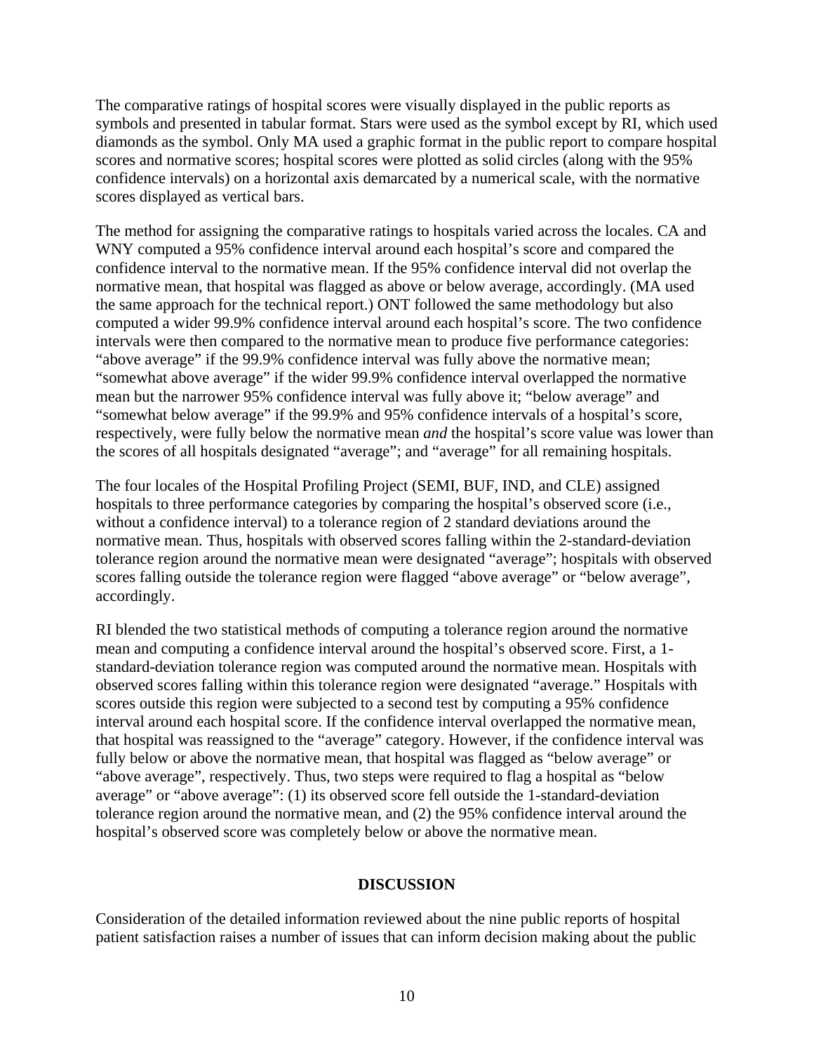The comparative ratings of hospital scores were visually displayed in the public reports as symbols and presented in tabular format. Stars were used as the symbol except by RI, which used diamonds as the symbol. Only MA used a graphic format in the public report to compare hospital scores and normative scores; hospital scores were plotted as solid circles (along with the 95% confidence intervals) on a horizontal axis demarcated by a numerical scale, with the normative scores displayed as vertical bars.

The method for assigning the comparative ratings to hospitals varied across the locales. CA and WNY computed a 95% confidence interval around each hospital's score and compared the confidence interval to the normative mean. If the 95% confidence interval did not overlap the normative mean, that hospital was flagged as above or below average, accordingly. (MA used the same approach for the technical report.) ONT followed the same methodology but also computed a wider 99.9% confidence interval around each hospital's score. The two confidence intervals were then compared to the normative mean to produce five performance categories: "above average" if the 99.9% confidence interval was fully above the normative mean; "somewhat above average" if the wider 99.9% confidence interval overlapped the normative mean but the narrower 95% confidence interval was fully above it; "below average" and "somewhat below average" if the 99.9% and 95% confidence intervals of a hospital's score, respectively, were fully below the normative mean *and* the hospital's score value was lower than the scores of all hospitals designated "average"; and "average" for all remaining hospitals.

The four locales of the Hospital Profiling Project (SEMI, BUF, IND, and CLE) assigned hospitals to three performance categories by comparing the hospital's observed score (i.e., without a confidence interval) to a tolerance region of 2 standard deviations around the normative mean. Thus, hospitals with observed scores falling within the 2-standard-deviation tolerance region around the normative mean were designated "average"; hospitals with observed scores falling outside the tolerance region were flagged "above average" or "below average", accordingly.

RI blended the two statistical methods of computing a tolerance region around the normative mean and computing a confidence interval around the hospital's observed score. First, a 1-standard-deviation tolerance region was computed around the normative mean. Hospitals with observed scores falling within this tolerance region were designated "average." Hospitals with scores outside this region were subjected to a second test by computing a 95% confidence interval around each hospital score. If the confidence interval overlapped the normative mean, that hospital was reassigned to the "average" category. However, if the confidence interval was fully below or above the normative mean, that hospital was flagged as "below average" or "above average", respectively. Thus, two steps were required to flag a hospital as "below average" or "above average": (1) its observed score fell outside the 1-standard-deviation tolerance region around the normative mean, and (2) the 95% confidence interval around the hospital's observed score was completely below or above the normative mean.

## DISCUSSION

Consideration of the detailed information reviewed about the nine public reports of hospital patient satisfaction raises a number of issues that can inform decision making about the public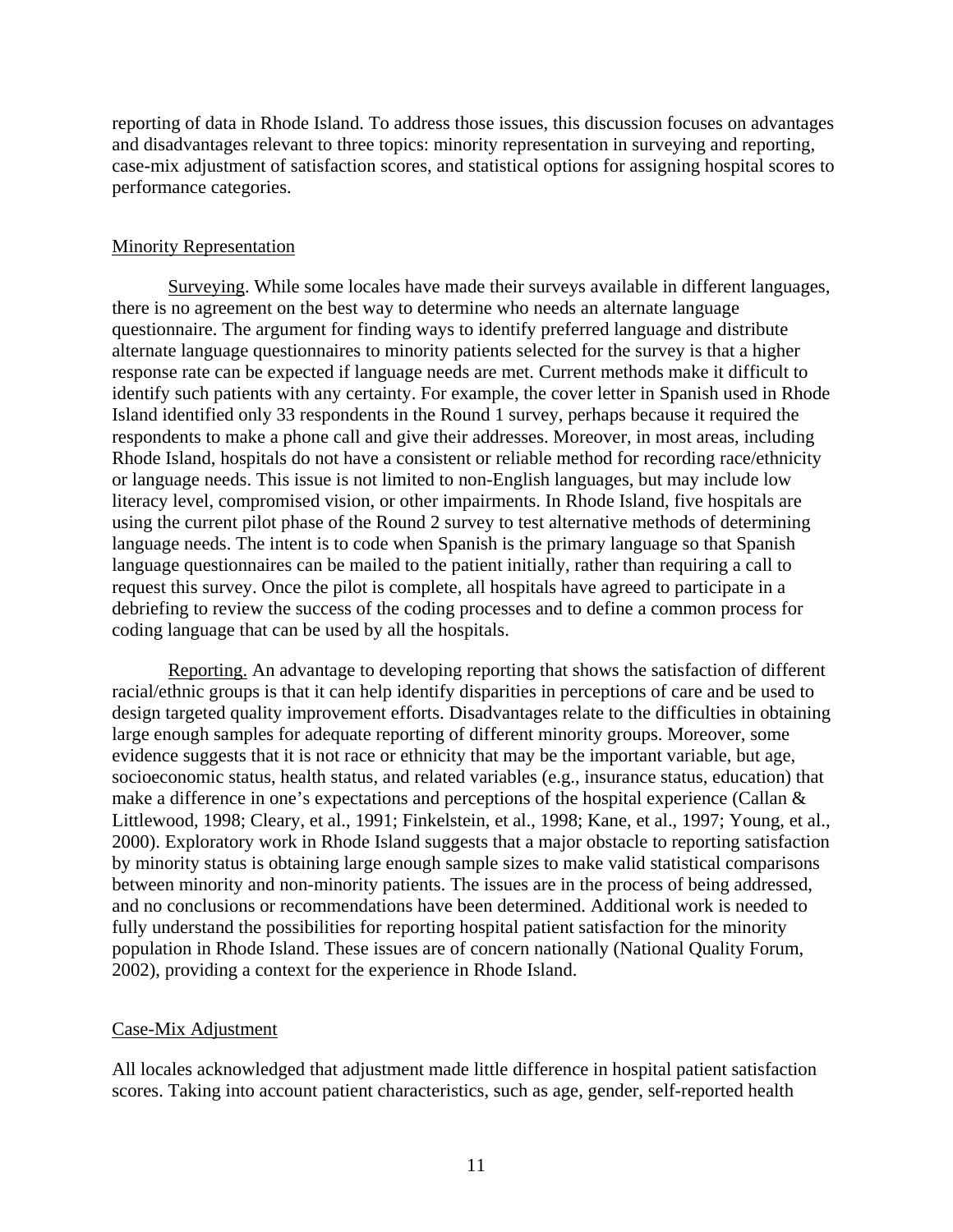reporting of data in Rhode Island. To address those issues, this discussion focuses on advantages and disadvantages relevant to three topics: minority representation in surveying and reporting, case-mix adjustment of satisfaction scores, and statistical options for assigning hospital scores to performance categories.

## Minority Representation

Surveying. While some locales have made their surveys available in different languages, there is no agreement on the best way to determine who needs an alternate language questionnaire. The argument for finding ways to identify preferred language and distribute alternate language questionnaires to minority patients selected for the survey is that a higher response rate can be expected if language needs are met. Current methods make it difficult to identify such patients with any certainty. For example, the cover letter in Spanish used in Rhode Island identified only 33 respondents in the Round 1 survey, perhaps because it required the respondents to make a phone call and give their addresses. Moreover, in most areas, including Rhode Island, hospitals do not have a consistent or reliable method for recording race/ethnicity or language needs. This issue is not limited to non-English languages, but may include low literacy level, compromised vision, or other impairments. In Rhode Island, five hospitals are using the current pilot phase of the Round 2 survey to test alternative methods of determining language needs. The intent is to code when Spanish is the primary language so that Spanish language questionnaires can be mailed to the patient initially, rather than requiring a call to request this survey. Once the pilot is complete, all hospitals have agreed to participate in a debriefing to review the success of the coding processes and to define a common process for coding language that can be used by all the hospitals.

Reporting. An advantage to developing reporting that shows the satisfaction of different racial/ethnic groups is that it can help identify disparities in perceptions of care and be used to design targeted quality improvement efforts. Disadvantages relate to the difficulties in obtaining large enough samples for adequate reporting of different minority groups. Moreover, some evidence suggests that it is not race or ethnicity that may be the important variable, but age, socioeconomic status, health status, and related variables (e.g., insurance status, education) that make a difference in one's expectations and perceptions of the hospital experience (Callan & Littlewood, 1998; Cleary, et al., 1991; Finkelstein, et al., 1998; Kane, et al., 1997; Young, et al., 2000). Exploratory work in Rhode Island suggests that a major obstacle to reporting satisfaction by minority status is obtaining large enough sample sizes to make valid statistical comparisons between minority and non-minority patients. The issues are in the process of being addressed, and no conclusions or recommendations have been determined. Additional work is needed to fully understand the possibilities for reporting hospital patient satisfaction for the minority population in Rhode Island. These issues are of concern nationally (National Quality Forum, 2002), providing a context for the experience in Rhode Island.

## Case-Mix Adjustment

All locales acknowledged that adjustment made little difference in hospital patient satisfaction scores. Taking into account patient characteristics, such as age, gender, self-reported health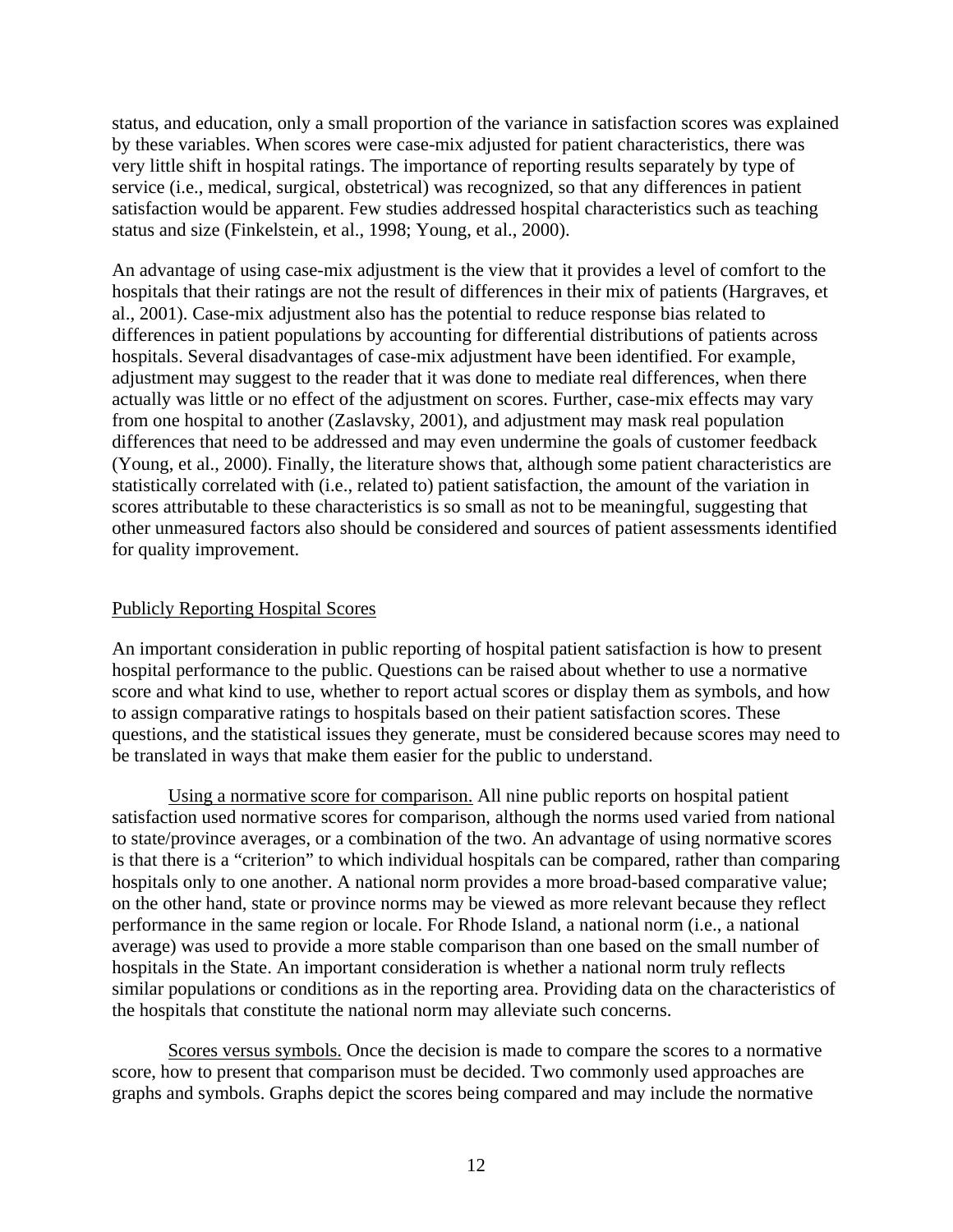status, and education, only a small proportion of the variance in satisfaction scores was explained by these variables. When scores were case-mix adjusted for patient characteristics, there was very little shift in hospital ratings. The importance of reporting results separately by type of service (i.e., medical, surgical, obstetrical) was recognized, so that any differences in patient satisfaction would be apparent. Few studies addressed hospital characteristics such as teaching status and size (Finkelstein, et al., 1998; Young, et al., 2000).

An advantage of using case-mix adjustment is the view that it provides a level of comfort to the hospitals that their ratings are not the result of differences in their mix of patients (Hargraves, et al., 2001). Case-mix adjustment also has the potential to reduce response bias related to differences in patient populations by accounting for differential distributions of patients across hospitals. Several disadvantages of case-mix adjustment have been identified. For example, adjustment may suggest to the reader that it was done to mediate real differences, when there actually was little or no effect of the adjustment on scores. Further, case-mix effects may vary from one hospital to another (Zaslavsky, 2001), and adjustment may mask real population differences that need to be addressed and may even undermine the goals of customer feedback (Young, et al., 2000). Finally, the literature shows that, although some patient characteristics are statistically correlated with (i.e., related to) patient satisfaction, the amount of the variation in scores attributable to these characteristics is so small as not to be meaningful, suggesting that other unmeasured factors also should be considered and sources of patient assessments identified for quality improvement.

## Publicly Reporting Hospital Scores

An important consideration in public reporting of hospital patient satisfaction is how to present hospital performance to the public. Questions can be raised about whether to use a normative score and what kind to use, whether to report actual scores or display them as symbols, and how to assign comparative ratings to hospitals based on their patient satisfaction scores. These questions, and the statistical issues they generate, must be considered because scores may need to be translated in ways that make them easier for the public to understand.

Using a normative score for comparison. All nine public reports on hospital patient satisfaction used normative scores for comparison, although the norms used varied from national to state/province averages, or a combination of the two. An advantage of using normative scores is that there is a "criterion" to which individual hospitals can be compared, rather than comparing hospitals only to one another. A national norm provides a more broad-based comparative value; on the other hand, state or province norms may be viewed as more relevant because they reflect performance in the same region or locale. For Rhode Island, a national norm (i.e., a national average) was used to provide a more stable comparison than one based on the small number of hospitals in the State. An important consideration is whether a national norm truly reflects similar populations or conditions as in the reporting area. Providing data on the characteristics of the hospitals that constitute the national norm may alleviate such concerns.

Scores versus symbols. Once the decision is made to compare the scores to a normative score, how to present that comparison must be decided. Two commonly used approaches are graphs and symbols. Graphs depict the scores being compared and may include the normative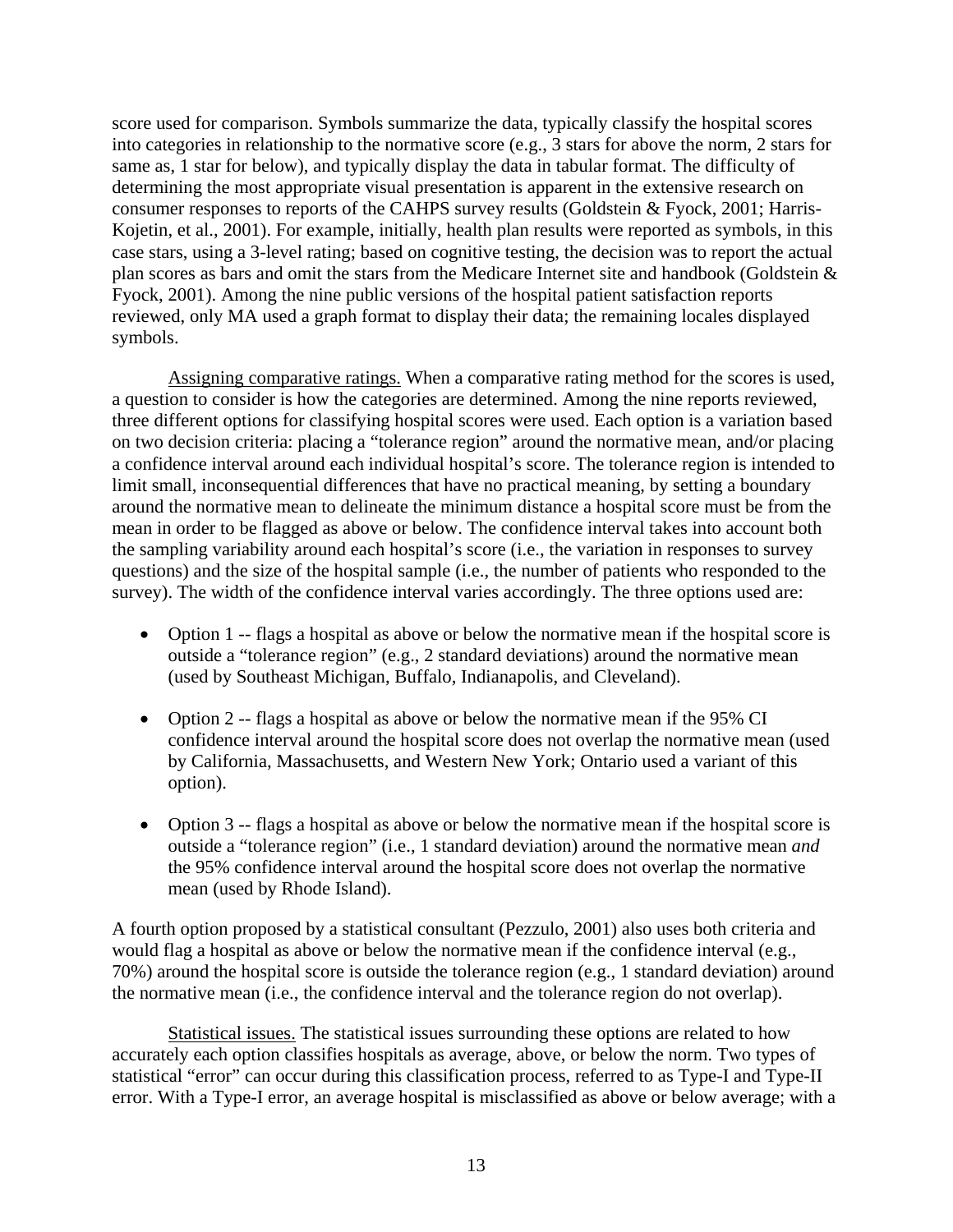score used for comparison. Symbols summarize the data, typically classify the hospital scores into categories in relationship to the normative score (e.g., 3 stars for above the norm, 2 stars for same as, 1 star for below), and typically display the data in tabular format. The difficulty of determining the most appropriate visual presentation is apparent in the extensive research on consumer responses to reports of the CAHPS survey results (Goldstein & Fyock, 2001; Harris-Kojetin, et al., 2001). For example, initially, health plan results were reported as symbols, in this case stars, using a 3-level rating; based on cognitive testing, the decision was to report the actual plan scores as bars and omit the stars from the Medicare Internet site and handbook (Goldstein & Fyock, 2001). Among the nine public versions of the hospital patient satisfaction reports reviewed, only MA used a graph format to display their data; the remaining locales displayed symbols.

<u>Assigning comparative ratings.</u> When a comparative rating method for the scores is used, a question to consider is how the categories are determined. Among the nine reports reviewed, three different options for classifying hospital scores were used. Each option is a variation based on two decision criteria: placing a "tolerance region" around the normative mean, and/or placing a confidence interval around each individual hospital's score. The tolerance region is intended to limit small, inconsequential differences that have no practical meaning, by setting a boundary around the normative mean to delineate the minimum distance a hospital score must be from the mean in order to be flagged as above or below. The confidence interval takes into account both the sampling variability around each hospital's score (i.e., the variation in responses to survey questions) and the size of the hospital sample (i.e., the number of patients who responded to the survey). The width of the confidence interval varies accordingly. The three options used are:

- Option 1 -- flags a hospital as above or below the normative mean if the hospital score is outside a "tolerance region" (e.g., 2 standard deviations) around the normative mean (used by Southeast Michigan, Buffalo, Indianapolis, and Cleveland).
- Option 2 -- flags a hospital as above or below the normative mean if the 95% CI confidence interval around the hospital score does not overlap the normative mean (used by California, Massachusetts, and Western New York; Ontario used a variant of this option).
- Option 3 -- flags a hospital as above or below the normative mean if the hospital score is outside a "tolerance region" (i.e., 1 standard deviation) around the normative mean *and* the 95% confidence interval around the hospital score does not overlap the normative mean (used by Rhode Island).

A fourth option proposed by a statistical consultant (Pezzulo, 2001) also uses both criteria and would flag a hospital as above or below the normative mean if the confidence interval (e.g., 70%) around the hospital score is outside the tolerance region (e.g., 1 standard deviation) around the normative mean (i.e., the confidence interval and the tolerance region do not overlap).

<u>Statistical issues.</u> The statistical issues surrounding these options are related to how accurately each option classifies hospitals as average, above, or below the norm. Two types of statistical "error" can occur during this classification process, referred to as Type-I and Type-II error. With a Type-I error, an average hospital is misclassified as above or below average; with a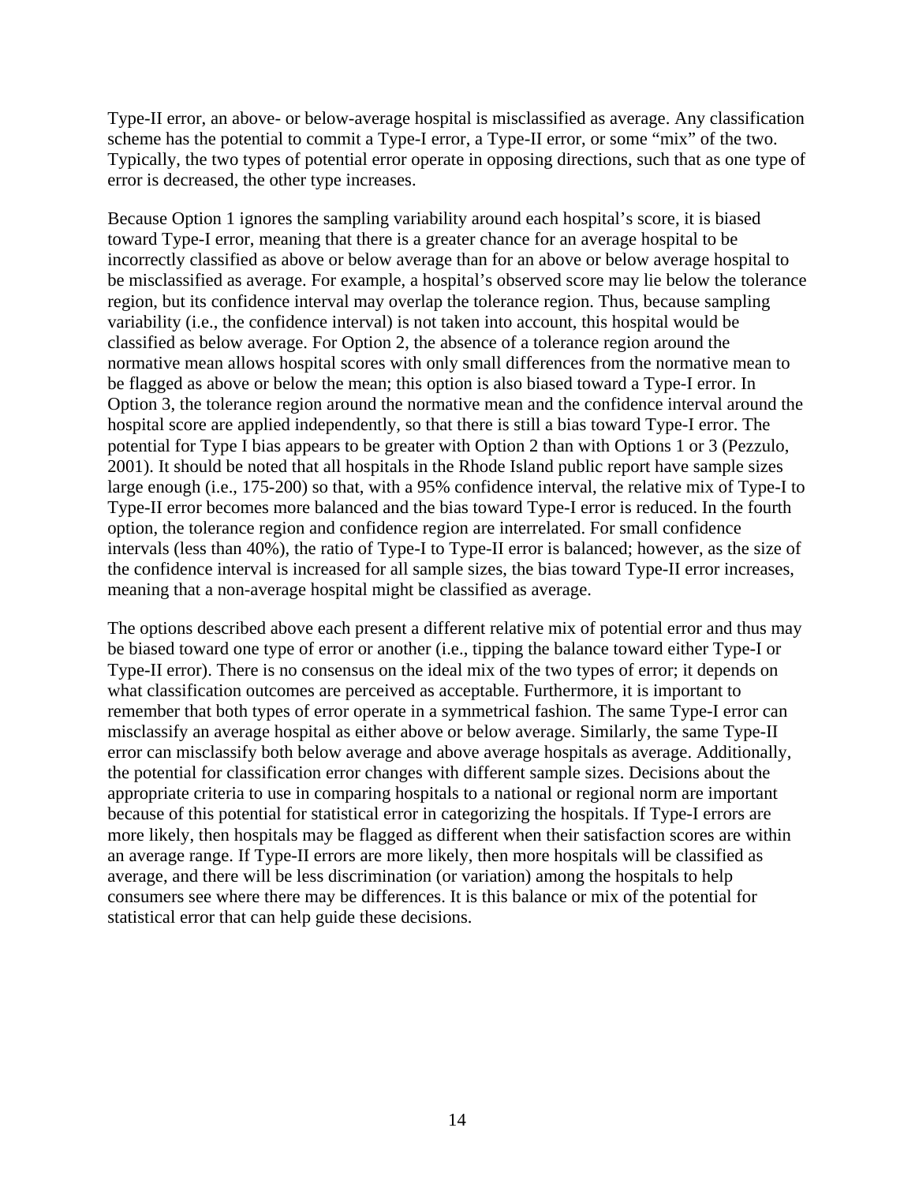Type-II error, an above- or below-average hospital is misclassified as average. Any classification scheme has the potential to commit a Type-I error, a Type-II error, or some "mix" of the two. Typically, the two types of potential error operate in opposing directions, such that as one type of error is decreased, the other type increases.

Because Option 1 ignores the sampling variability around each hospital's score, it is biased toward Type-I error, meaning that there is a greater chance for an average hospital to be incorrectly classified as above or below average than for an above or below average hospital to be misclassified as average. For example, a hospital's observed score may lie below the tolerance region, but its confidence interval may overlap the tolerance region. Thus, because sampling variability (i.e., the confidence interval) is not taken into account, this hospital would be classified as below average. For Option 2, the absence of a tolerance region around the normative mean allows hospital scores with only small differences from the normative mean to be flagged as above or below the mean; this option is also biased toward a Type-I error. In Option 3, the tolerance region around the normative mean and the confidence interval around the hospital score are applied independently, so that there is still a bias toward Type-I error. The potential for Type I bias appears to be greater with Option 2 than with Options 1 or 3 (Pezzulo, 2001). It should be noted that all hospitals in the Rhode Island public report have sample sizes large enough (i.e., 175-200) so that, with a 95% confidence interval, the relative mix of Type-I to Type-II error becomes more balanced and the bias toward Type-I error is reduced. In the fourth option, the tolerance region and confidence region are interrelated. For small confidence intervals (less than 40%), the ratio of Type-I to Type-II error is balanced; however, as the size of the confidence interval is increased for all sample sizes, the bias toward Type-II error increases, meaning that a non-average hospital might be classified as average.

The options described above each present a different relative mix of potential error and thus may be biased toward one type of error or another (i.e., tipping the balance toward either Type-I or Type-II error). There is no consensus on the ideal mix of the two types of error; it depends on what classification outcomes are perceived as acceptable. Furthermore, it is important to remember that both types of error operate in a symmetrical fashion. The same Type-I error can misclassify an average hospital as either above or below average. Similarly, the same Type-II error can misclassify both below average and above average hospitals as average. Additionally, the potential for classification error changes with different sample sizes. Decisions about the appropriate criteria to use in comparing hospitals to a national or regional norm are important because of this potential for statistical error in categorizing the hospitals. If Type-I errors are more likely, then hospitals may be flagged as different when their satisfaction scores are within an average range. If Type-II errors are more likely, then more hospitals will be classified as average, and there will be less discrimination (or variation) among the hospitals to help consumers see where there may be differences. It is this balance or mix of the potential for statistical error that can help guide these decisions.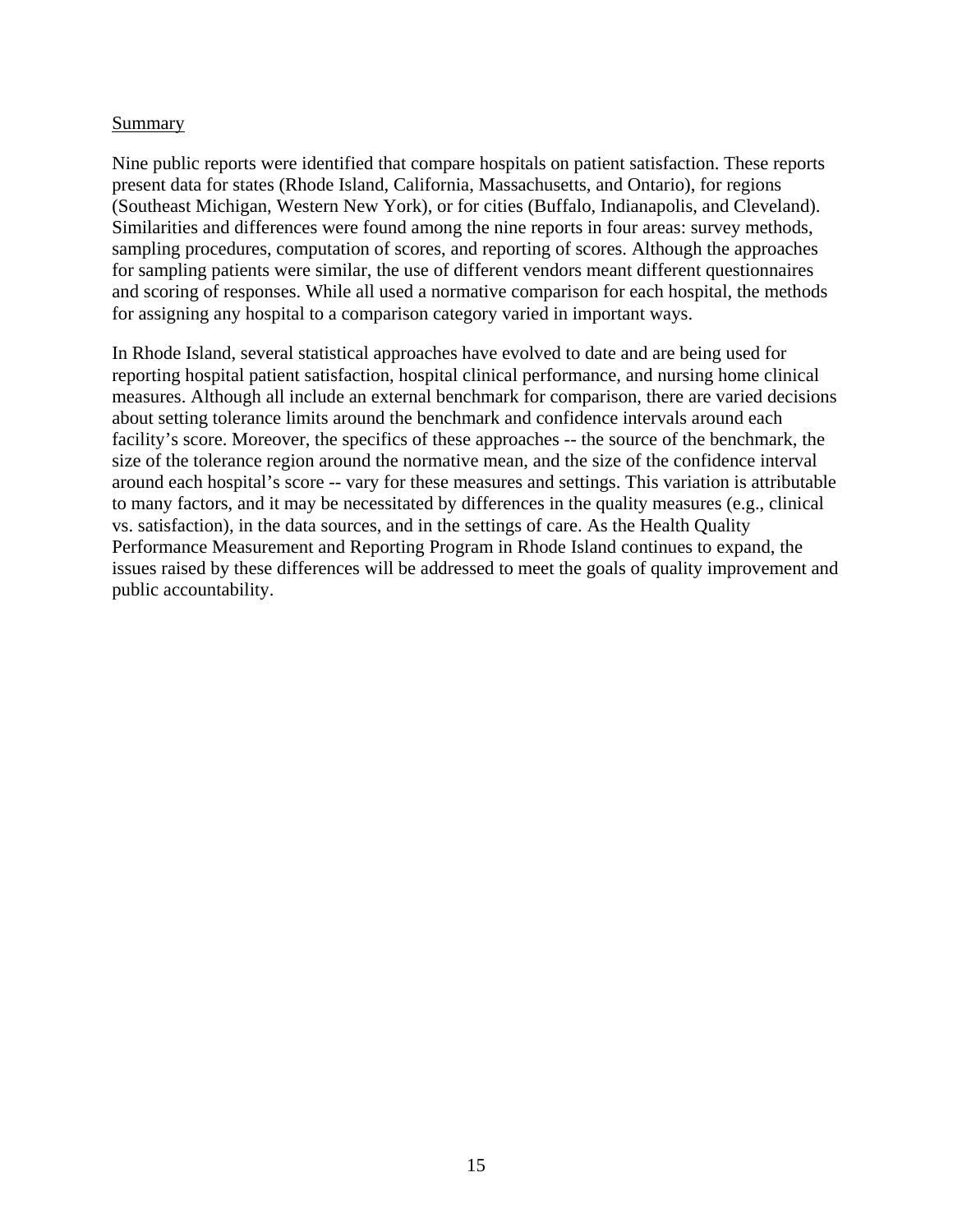## Summary

Nine public reports were identified that compare hospitals on patient satisfaction. These reports present data for states (Rhode Island, California, Massachusetts, and Ontario), for regions (Southeast Michigan, Western New York), or for cities (Buffalo, Indianapolis, and Cleveland). Similarities and differences were found among the nine reports in four areas: survey methods, sampling procedures, computation of scores, and reporting of scores. Although the approaches for sampling patients were similar, the use of different vendors meant different questionnaires and scoring of responses. While all used a normative comparison for each hospital, the methods for assigning any hospital to a comparison category varied in important ways.

In Rhode Island, several statistical approaches have evolved to date and are being used for reporting hospital patient satisfaction, hospital clinical performance, and nursing home clinical measures. Although all include an external benchmark for comparison, there are varied decisions about setting tolerance limits around the benchmark and confidence intervals around each facility's score. Moreover, the specifics of these approaches -- the source of the benchmark, the size of the tolerance region around the normative mean, and the size of the confidence interval around each hospital's score -- vary for these measures and settings. This variation is attributable to many factors, and it may be necessitated by differences in the quality measures (e.g., clinical vs. satisfaction), in the data sources, and in the settings of care. As the Health Quality Performance Measurement and Reporting Program in Rhode Island continues to expand, the issues raised by these differences will be addressed to meet the goals of quality improvement and public accountability.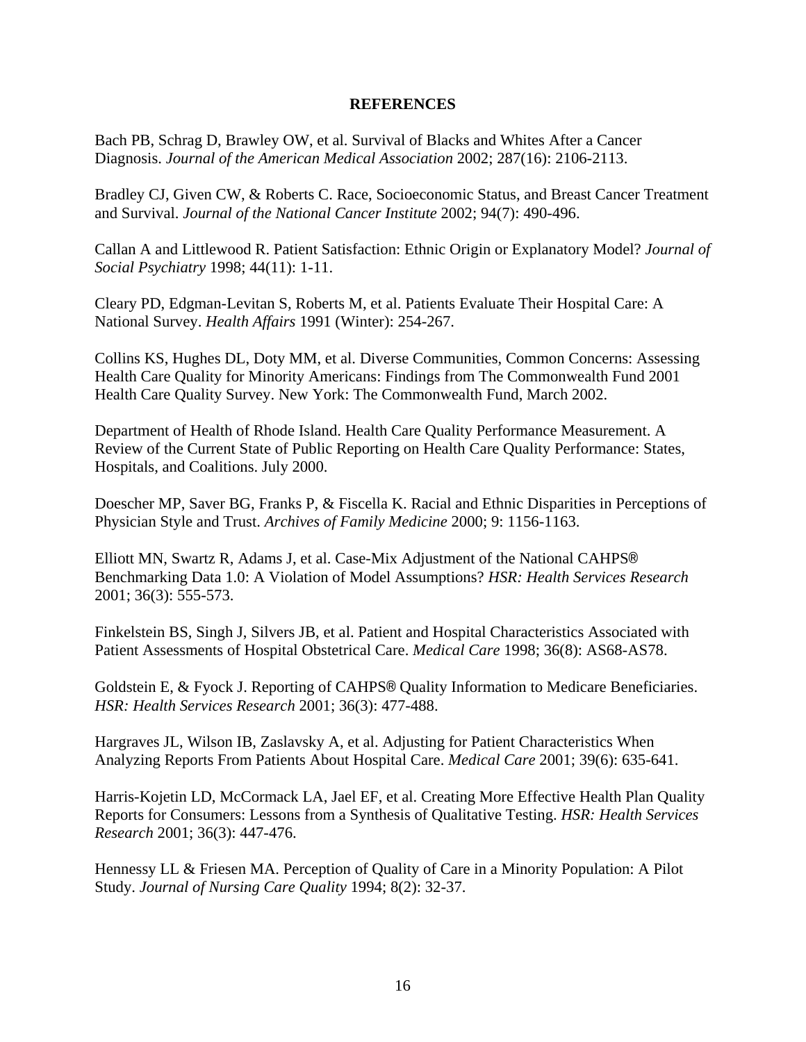## REFERENCES

Bach PB, Schrag D, Brawley OW, et al. Survival of Blacks and Whites After a Cancer Diagnosis. *Journal of the American Medical Association* 2002; 287(16): 2106-2113.

Bradley CJ, Given CW, & Roberts C. Race, Socioeconomic Status, and Breast Cancer Treatment and Survival. *Journal of the National Cancer Institute* 2002; 94(7): 490-496.

Callan A and Littlewood R. Patient Satisfaction: Ethnic Origin or Explanatory Model? *Journal of Social Psychiatry* 1998; 44(11): 1-11.

Cleary PD, Edgman-Levitan S, Roberts M, et al. Patients Evaluate Their Hospital Care: A National Survey. *Health Affairs* 1991 (Winter): 254-267.

Collins KS, Hughes DL, Doty MM, et al. Diverse Communities, Common Concerns: Assessing Health Care Quality for Minority Americans: Findings from The Commonwealth Fund 2001 Health Care Quality Survey. New York: The Commonwealth Fund, March 2002.

Department of Health of Rhode Island. Health Care Quality Performance Measurement. A Review of the Current State of Public Reporting on Health Care Quality Performance: States, Hospitals, and Coalitions. July 2000.

Doescher MP, Saver BG, Franks P, & Fiscella K. Racial and Ethnic Disparities in Perceptions of Physician Style and Trust. *Archives of Family Medicine* 2000; 9: 1156-1163.

Elliott MN, Swartz R, Adams J, et al. Case-Mix Adjustment of the National CAHPS® Benchmarking Data 1.0: A Violation of Model Assumptions? *HSR: Health Services Research* 2001; 36(3): 555-573.

Finkelstein BS, Singh J, Silvers JB, et al. Patient and Hospital Characteristics Associated with Patient Assessments of Hospital Obstetrical Care. *Medical Care* 1998; 36(8): AS68-AS78.

Goldstein E, & Fyock J. Reporting of CAHPS® Quality Information to Medicare Beneficiaries. *HSR: Health Services Research* 2001; 36(3): 477-488.

Hargraves JL, Wilson IB, Zaslavsky A, et al. Adjusting for Patient Characteristics When Analyzing Reports From Patients About Hospital Care. *Medical Care* 2001; 39(6): 635-641.

Harris-Kojetin LD, McCormack LA, Jael EF, et al. Creating More Effective Health Plan Quality Reports for Consumers: Lessons from a Synthesis of Qualitative Testing. *HSR: Health Services Research* 2001; 36(3): 447-476.

Hennessy LL & Friesen MA. Perception of Quality of Care in a Minority Population: A Pilot Study. *Journal of Nursing Care Quality* 1994; 8(2): 32-37.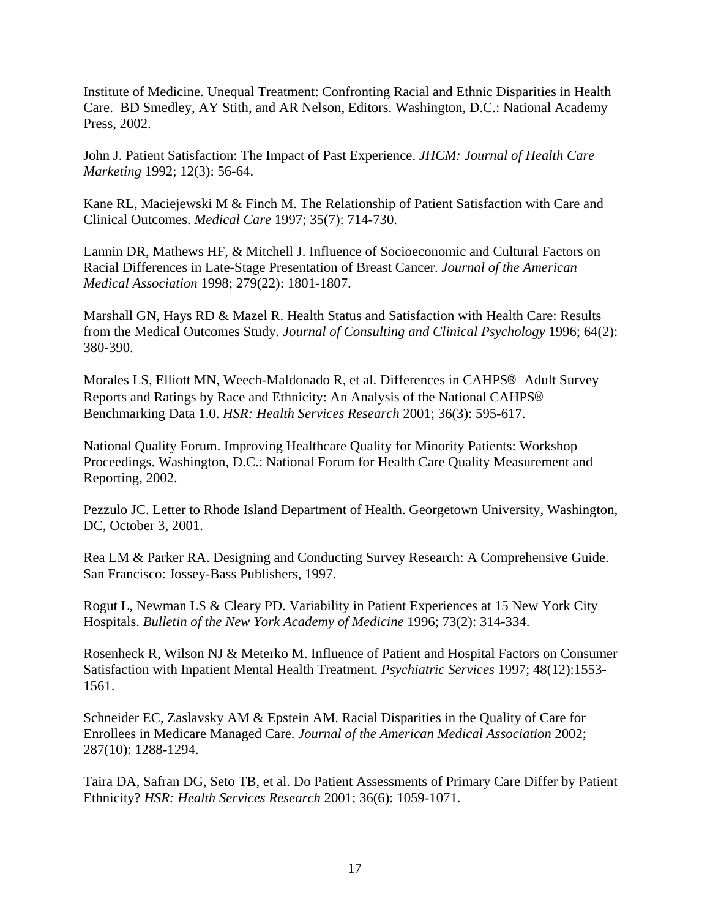Institute of Medicine. Unequal Treatment: Confronting Racial and Ethnic Disparities in Health Care. BD Smedley, AY Stith, and AR Nelson, Editors. Washington, D.C.: National Academy Press, 2002.

John J. Patient Satisfaction: The Impact of Past Experience. *JHCM: Journal of Health Care Marketing* 1992; 12(3): 56-64.

Kane RL, Maciejewski M & Finch M. The Relationship of Patient Satisfaction with Care and Clinical Outcomes. *Medical Care* 1997; 35(7): 714-730.

Lannin DR, Mathews HF, & Mitchell J. Influence of Socioeconomic and Cultural Factors on Racial Differences in Late-Stage Presentation of Breast Cancer. *Journal of the American Medical Association* 1998; 279(22): 1801-1807.

Marshall GN, Hays RD & Mazel R. Health Status and Satisfaction with Health Care: Results from the Medical Outcomes Study. *Journal of Consulting and Clinical Psychology* 1996; 64(2): 380-390.

Morales LS, Elliott MN, Weech-Maldonado R, et al. Differences in CAHPS® Adult Survey Reports and Ratings by Race and Ethnicity: An Analysis of the National CAHPS® Benchmarking Data 1.0. *HSR: Health Services Research* 2001; 36(3): 595-617.

National Quality Forum. Improving Healthcare Quality for Minority Patients: Workshop Proceedings. Washington, D.C.: National Forum for Health Care Quality Measurement and Reporting, 2002.

Pezzulo JC. Letter to Rhode Island Department of Health. Georgetown University, Washington, DC, October 3, 2001.

Rea LM & Parker RA. Designing and Conducting Survey Research: A Comprehensive Guide. San Francisco: Jossey-Bass Publishers, 1997.

Rogut L, Newman LS & Cleary PD. Variability in Patient Experiences at 15 New York City Hospitals. *Bulletin of the New York Academy of Medicine* 1996; 73(2): 314-334.

Rosenheck R, Wilson NJ & Meterko M. Influence of Patient and Hospital Factors on Consumer Satisfaction with Inpatient Mental Health Treatment. *Psychiatric Services* 1997; 48(12):1553-1561.

Schneider EC, Zaslavsky AM & Epstein AM. Racial Disparities in the Quality of Care for Enrollees in Medicare Managed Care. *Journal of the American Medical Association* 2002; 287(10): 1288-1294.

Taira DA, Safran DG, Seto TB, et al. Do Patient Assessments of Primary Care Differ by Patient Ethnicity? *HSR: Health Services Research* 2001; 36(6): 1059-1071.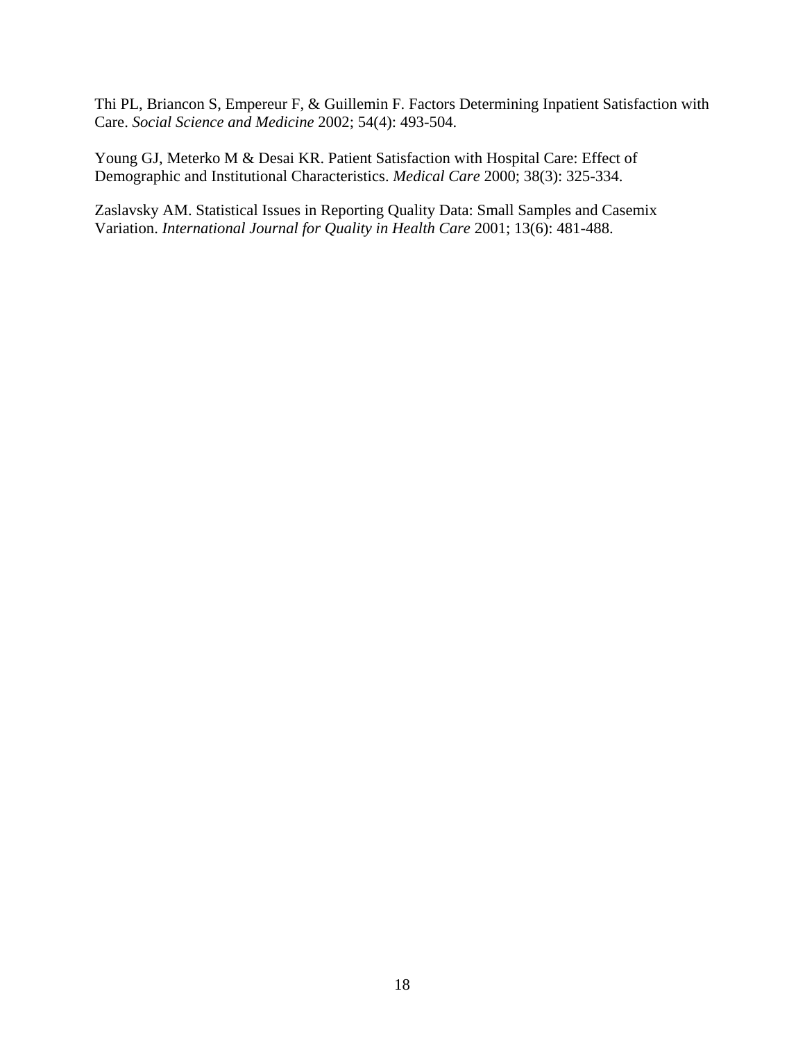Thi PL, Briancon S, Empereur F, & Guillemin F. Factors Determining Inpatient Satisfaction with Care. *Social Science and Medicine* 2002; 54(4): 493-504.

Young GJ, Meterko M & Desai KR. Patient Satisfaction with Hospital Care: Effect of Demographic and Institutional Characteristics. *Medical Care* 2000; 38(3): 325-334.

Zaslavsky AM. Statistical Issues in Reporting Quality Data: Small Samples and Casemix Variation. *International Journal for Quality in Health Care* 2001; 13(6): 481-488.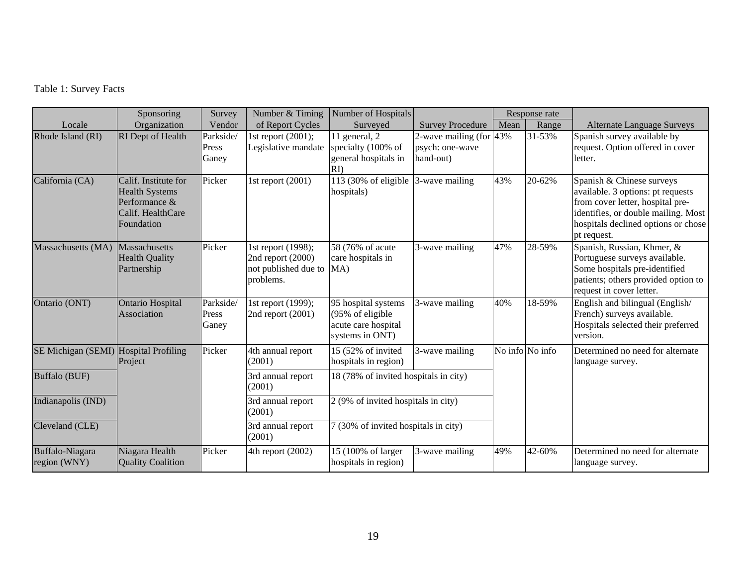Table 1: Survey Facts

| Locale | Sponsoring Organization | Survey Vendor | Number & Timing of Report Cycles | Number of Hospitals Surveyed | Survey Procedure | Response rate | | Alternate Language Surveys |
|---|---|---|---|---|---|---|---|---|
| | | | | | | Mean | Range | |
| Rhode Island (RI) | RI Dept of Health | Parkside/ Press Ganey | 1st report (2001); Legislative mandate | 11 general, 2 specialty (100% of general hospitals in RI) | 2-wave mailing (for psych: one-wave hand-out) | 43% | 31-53% | Spanish survey available by request. Option offered in cover letter. |
| California (CA) | Calif. Institute for Health Systems Performance & Calif. HealthCare Foundation | Picker | 1st report (2001) | 113 (30% of eligible hospitals) | 3-wave mailing | 43% | 20-62% | Spanish & Chinese surveys available. 3 options: pt requests from cover letter, hospital pre-identifies, or double mailing. Most hospitals declined options or chose pt request. |
| Massachusetts (MA) | Massachusetts Health Quality Partnership | Picker | 1st report (1998); 2nd report (2000) not published due to problems. | 58 (76% of acute care hospitals in MA) | 3-wave mailing | 47% | 28-59% | Spanish, Russian, Khmer, & Portuguese surveys available. Some hospitals pre-identified patients; others provided option to request in cover letter. |
| Ontario (ONT) | Ontario Hospital Association | Parkside/ Press Ganey | 1st report (1999); 2nd report (2001) | 95 hospital systems (95% of eligible acute care hospital systems in ONT) | 3-wave mailing | 40% | 18-59% | English and bilingual (English/ French) surveys available. Hospitals selected their preferred version. |
| SE Michigan (SEMI) | Hospital Profiling Project | Picker | 4th annual report (2001) | 15 (52% of invited hospitals in region) | 3-wave mailing | No info | No info | Determined no need for alternate language survey. |
| Buffalo (BUF) | | | 3rd annual report (2001) | 18 (78% of invited hospitals in city) | | | | |
| Indianapolis (IND) | | | 3rd annual report (2001) | 2 (9% of invited hospitals in city) | | | | |
| Cleveland (CLE) | | | 3rd annual report (2001) | 7 (30% of invited hospitals in city) | | | | |
| Buffalo-Niagara region (WNY) | Niagara Health Quality Coalition | Picker | 4th report (2002) | 15 (100% of larger hospitals in region) | 3-wave mailing | 49% | 42-60% | Determined no need for alternate language survey. |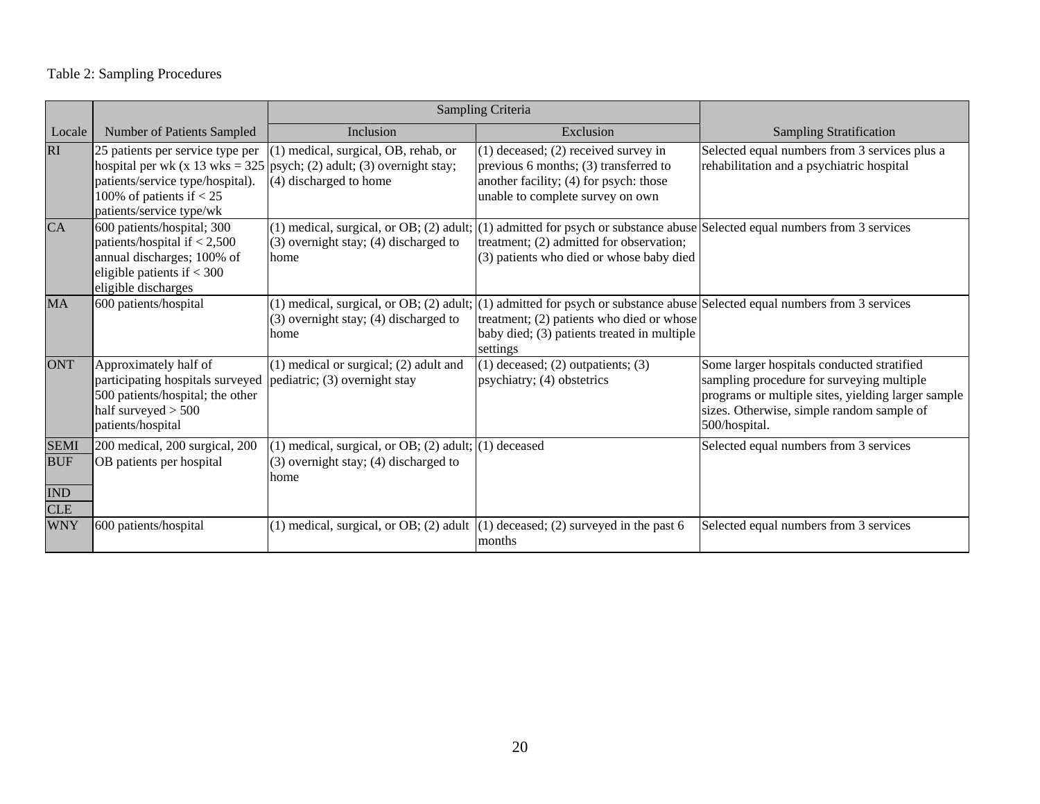Table 2: Sampling Procedures

| Locale | Number of Patients Sampled | Sampling Criteria | | Sampling Stratification |
|---|---|---|---|---|
| | | Inclusion | Exclusion | |
| RI | 25 patients per service type per hospital per wk (x 13 wks = 325 patients/service type/hospital). 100% of patients if < 25 patients/service type/wk | (1) medical, surgical, OB, rehab, or psych; (2) adult; (3) overnight stay; (4) discharged to home | (1) deceased; (2) received survey in previous 6 months; (3) transferred to another facility; (4) for psych: those unable to complete survey on own | Selected equal numbers from 3 services plus a rehabilitation and a psychiatric hospital |
| CA | 600 patients/hospital; 300 patients/hospital if < 2,500 annual discharges; 100% of eligible patients if < 300 eligible discharges | (1) medical, surgical, or OB; (2) adult; (3) overnight stay; (4) discharged to home | (1) admitted for psych or substance abuse treatment; (2) admitted for observation; (3) patients who died or whose baby died | Selected equal numbers from 3 services |
| MA | 600 patients/hospital | (1) medical, surgical, or OB; (2) adult; (3) overnight stay; (4) discharged to home | (1) admitted for psych or substance abuse treatment; (2) patients who died or whose baby died; (3) patients treated in multiple settings | Selected equal numbers from 3 services |
| ONT | Approximately half of participating hospitals surveyed 500 patients/hospital; the other half surveyed > 500 patients/hospital | (1) medical or surgical; (2) adult and pediatric; (3) overnight stay | (1) deceased; (2) outpatients; (3) psychiatry; (4) obstetrics | Some larger hospitals conducted stratified sampling procedure for surveying multiple programs or multiple sites, yielding larger sample sizes. Otherwise, simple random sample of 500/hospital. |
| SEMI<br>BUF<br>IND<br>CLE | 200 medical, 200 surgical, 200 OB patients per hospital | (1) medical, surgical, or OB; (2) adult; (3) overnight stay; (4) discharged to home | (1) deceased | Selected equal numbers from 3 services |
| WNY | 600 patients/hospital | (1) medical, surgical, or OB; (2) adult | (1) deceased; (2) surveyed in the past 6 months | Selected equal numbers from 3 services |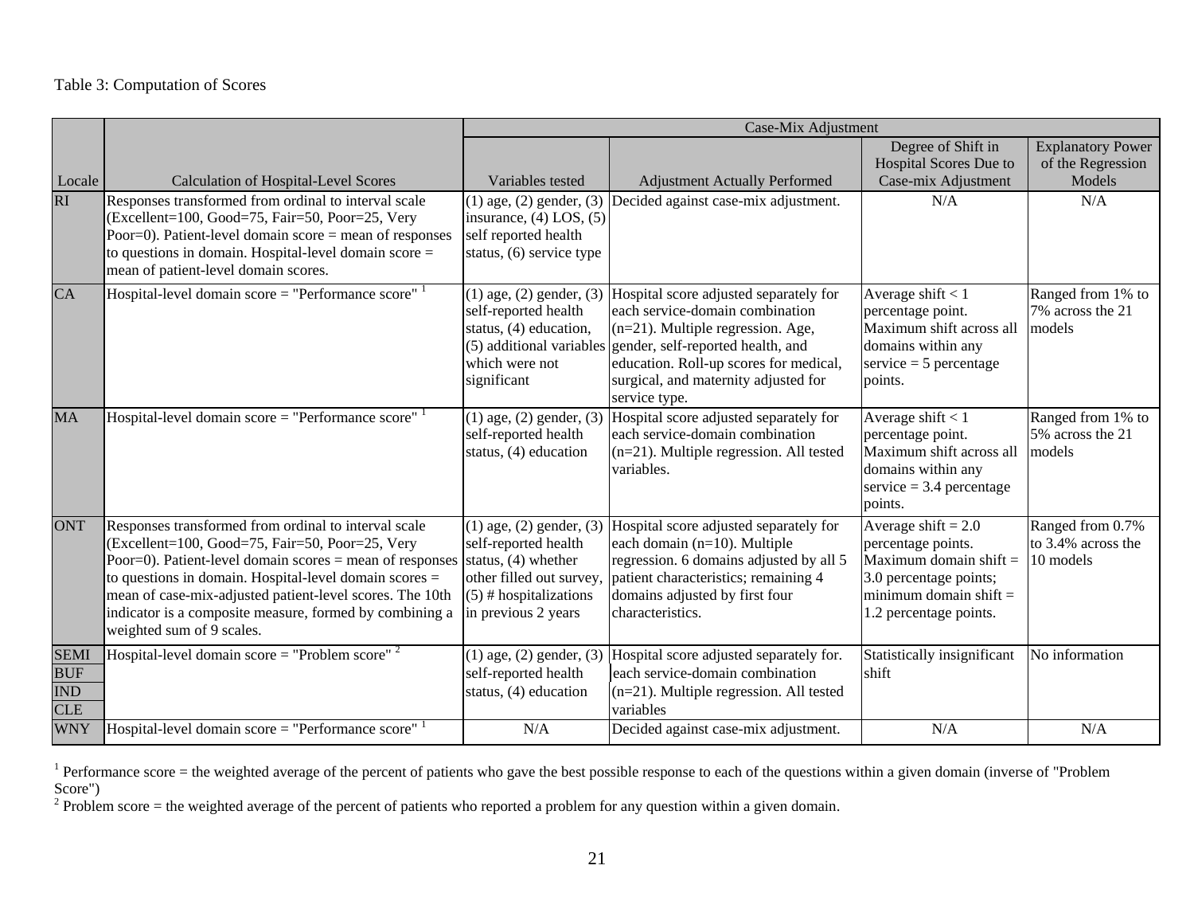Table 3: Computation of Scores

| Locale | Calculation of Hospital-Level Scores | Case-Mix Adjustment | | | |
|---|---|---|---|---|---|
| | | Variables tested | Adjustment Actually Performed | Degree of Shift in Hospital Scores Due to Case-mix Adjustment | Explanatory Power of the Regression Models |
| RI | Responses transformed from ordinal to interval scale (Excellent=100, Good=75, Fair=50, Poor=25, Very Poor=0). Patient-level domain score = mean of responses to questions in domain. Hospital-level domain score = mean of patient-level domain scores. | (1) age, (2) gender, (3) insurance, (4) LOS, (5) self reported health status, (6) service type | Decided against case-mix adjustment. | N/A | N/A |
| CA | Hospital-level domain score = "Performance score" [1] | (1) age, (2) gender, (3) self-reported health status, (4) education, (5) additional variables which were not significant | Hospital score adjusted separately for each service-domain combination (n=21). Multiple regression. Age, gender, self-reported health, and education. Roll-up scores for medical, surgical, and maternity adjusted for service type. | Average shift < 1 percentage point. Maximum shift across all domains within any service = 5 percentage points. | Ranged from 1% to 7% across the 21 models |
| MA | Hospital-level domain score = "Performance score" [1] | (1) age, (2) gender, (3) self-reported health status, (4) education | Hospital score adjusted separately for each service-domain combination (n=21). Multiple regression. All tested variables. | Average shift < 1 percentage point. Maximum shift across all domains within any service = 3.4 percentage points. | Ranged from 1% to 5% across the 21 models |
| ONT | Responses transformed from ordinal to interval scale (Excellent=100, Good=75, Fair=50, Poor=25, Very Poor=0). Patient-level domain scores = mean of responses to questions in domain. Hospital-level domain scores = mean of case-mix-adjusted patient-level scores. The 10th indicator is a composite measure, formed by combining a weighted sum of 9 scales. | (1) age, (2) gender, (3) self-reported health status, (4) whether other filled out survey, (5) # hospitalizations in previous 2 years | Hospital score adjusted separately for each domain (n=10). Multiple regression. 6 domains adjusted by all 5 patient characteristics; remaining 4 domains adjusted by first four characteristics. | Average shift = 2.0 percentage points. Maximum domain shift = 3.0 percentage points; minimum domain shift = 1.2 percentage points. | Ranged from 0.7% to 3.4% across the 10 models |
| SEMI<br>BUF<br>IND<br>CLE | Hospital-level domain score = "Problem score" [2] | (1) age, (2) gender, (3) self-reported health status, (4) education | Hospital score adjusted separately for. each service-domain combination (n=21). Multiple regression. All tested variables | Statistically insignificant shift | No information |
| WNY | Hospital-level domain score = "Performance score" [1] | N/A | Decided against case-mix adjustment. | N/A | N/A |

[1] Performance score = the weighted average of the percent of patients who gave the best possible response to each of the questions within a given domain (inverse of "Problem Score")

[2] Problem score = the weighted average of the percent of patients who reported a problem for any question within a given domain.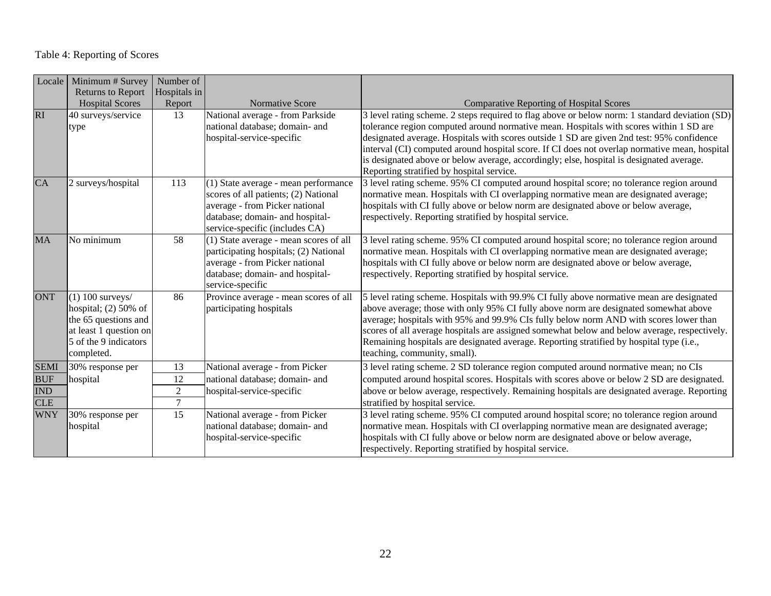Table 4: Reporting of Scores

| Locale | Minimum # Survey Returns to Report Hospital Scores | Number of Hospitals in Report | Normative Score | Comparative Reporting of Hospital Scores |
|---|---|---|---|---|
| RI | 40 surveys/service type | 13 | National average - from Parkside national database; domain- and hospital-service-specific | 3 level rating scheme. 2 steps required to flag above or below norm: 1 standard deviation (SD) tolerance region computed around normative mean. Hospitals with scores within 1 SD are designated average. Hospitals with scores outside 1 SD are given 2nd test: 95% confidence interval (CI) computed around hospital score. If CI does not overlap normative mean, hospital is designated above or below average, accordingly; else, hospital is designated average. Reporting stratified by hospital service. |
| CA | 2 surveys/hospital | 113 | (1) State average - mean performance scores of all patients; (2) National average - from Picker national database; domain- and hospital-service-specific (includes CA) | 3 level rating scheme. 95% CI computed around hospital score; no tolerance region around normative mean. Hospitals with CI overlapping normative mean are designated average; hospitals with CI fully above or below norm are designated above or below average, respectively. Reporting stratified by hospital service. |
| MA | No minimum | 58 | (1) State average - mean scores of all participating hospitals; (2) National average - from Picker national database; domain- and hospital-service-specific | 3 level rating scheme. 95% CI computed around hospital score; no tolerance region around normative mean. Hospitals with CI overlapping normative mean are designated average; hospitals with CI fully above or below norm are designated above or below average, respectively. Reporting stratified by hospital service. |
| ONT | (1) 100 surveys/ hospital; (2) 50% of the 65 questions and at least 1 question on 5 of the 9 indicators completed. | 86 | Province average - mean scores of all participating hospitals | 5 level rating scheme. Hospitals with 99.9% CI fully above normative mean are designated above average; those with only 95% CI fully above norm are designated somewhat above average; hospitals with 95% and 99.9% CIs fully below norm AND with scores lower than scores of all average hospitals are assigned somewhat below and below average, respectively. Remaining hospitals are designated average. Reporting stratified by hospital type (i.e., teaching, community, small). |
| SEMI | 30% response per hospital | 13 | National average - from Picker national database; domain- and hospital-service-specific | 3 level rating scheme. 2 SD tolerance region computed around normative mean; no CIs computed around hospital scores. Hospitals with scores above or below 2 SD are designated. above or below average, respectively. Remaining hospitals are designated average. Reporting stratified by hospital service. |
| BUF | | 12 | | |
| IND | | 2 | | |
| CLE | | 7 | | |
| WNY | 30% response per hospital | 15 | National average - from Picker national database; domain- and hospital-service-specific | 3 level rating scheme. 95% CI computed around hospital score; no tolerance region around normative mean. Hospitals with CI overlapping normative mean are designated average; hospitals with CI fully above or below norm are designated above or below average, respectively. Reporting stratified by hospital service. |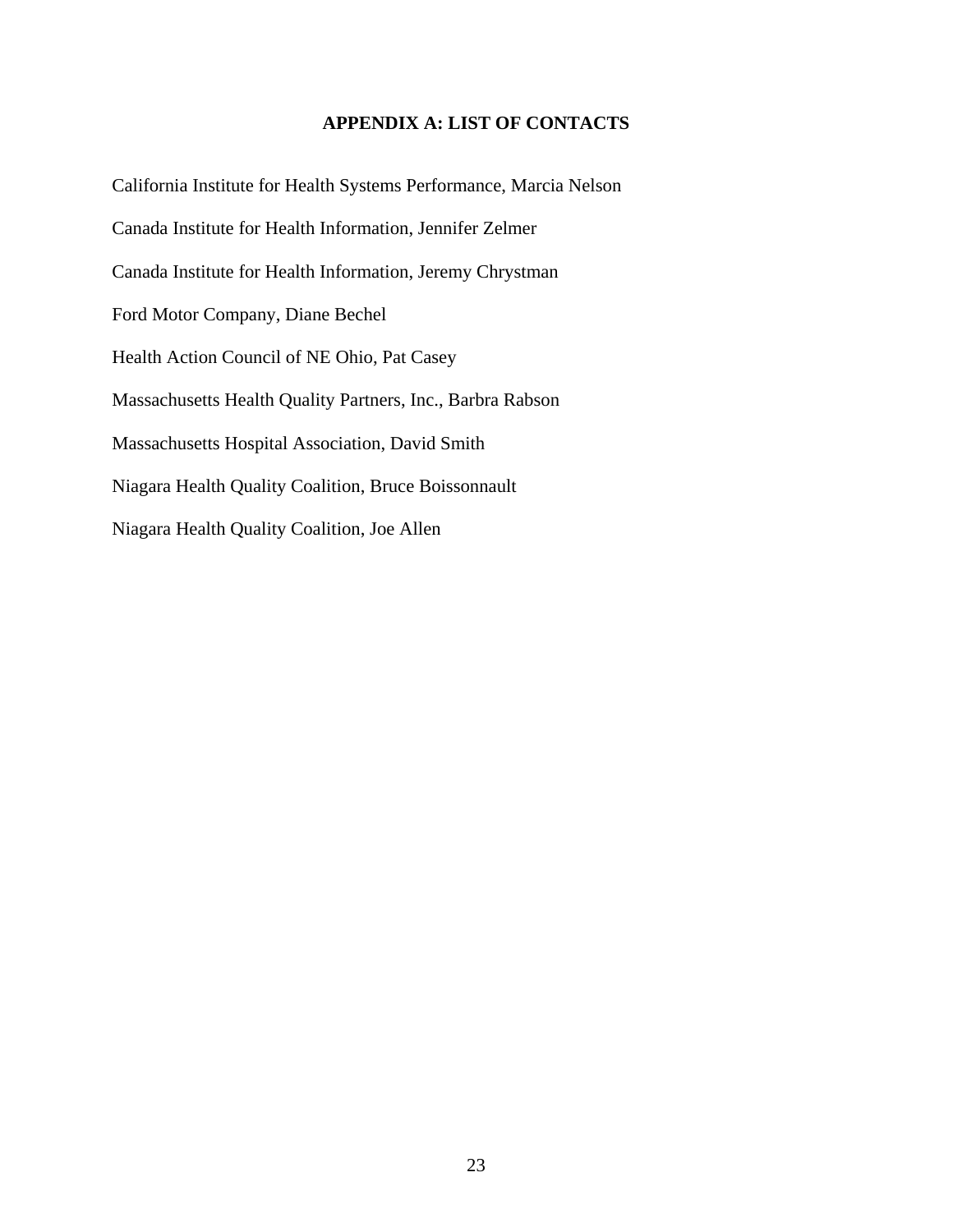## APPENDIX A: LIST OF CONTACTS

California Institute for Health Systems Performance, Marcia Nelson

Canada Institute for Health Information, Jennifer Zelmer

Canada Institute for Health Information, Jeremy Chrystman

Ford Motor Company, Diane Bechel

Health Action Council of NE Ohio, Pat Casey

Massachusetts Health Quality Partners, Inc., Barbra Rabson

Massachusetts Hospital Association, David Smith

Niagara Health Quality Coalition, Bruce Boissonnault

Niagara Health Quality Coalition, Joe Allen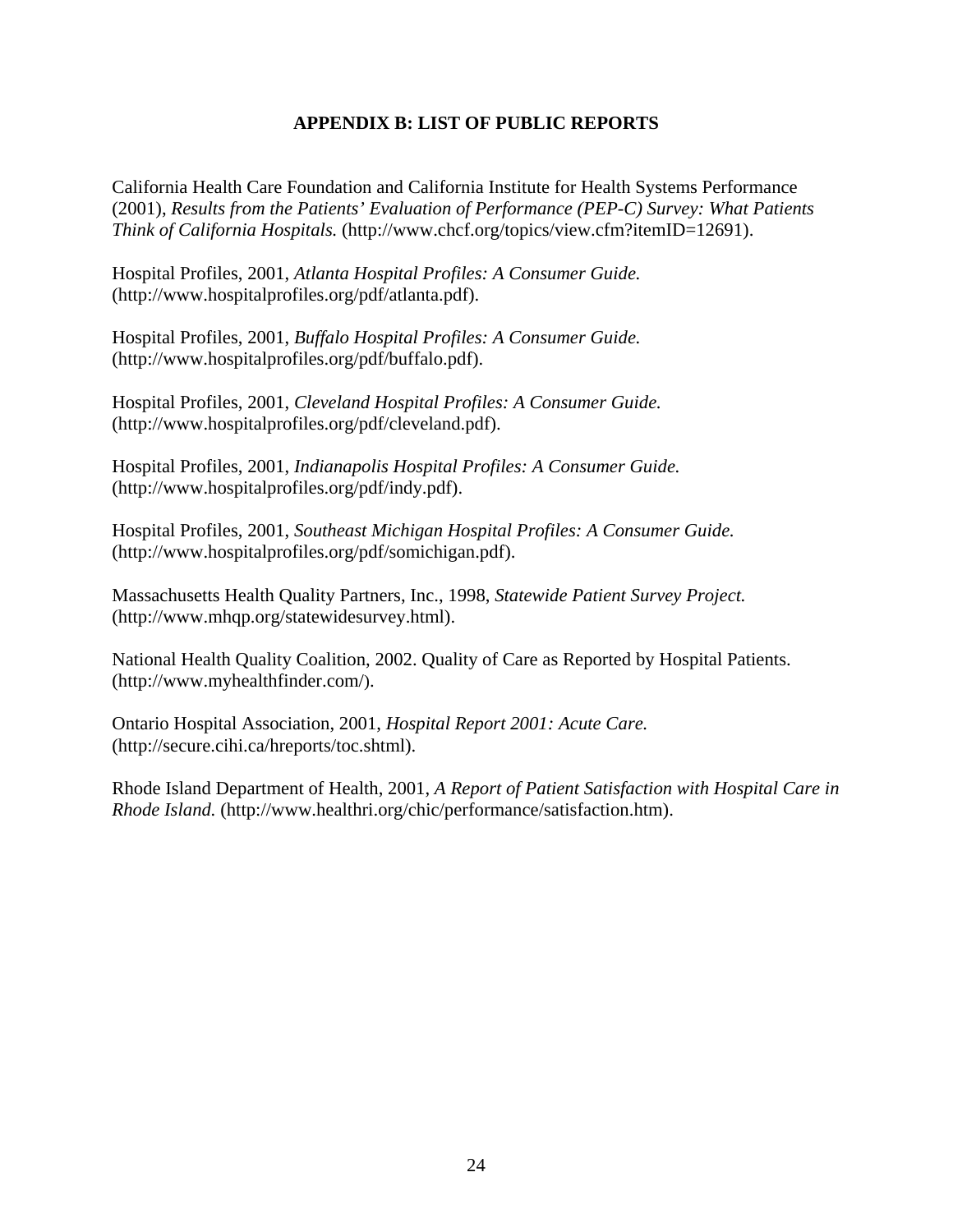## APPENDIX B: LIST OF PUBLIC REPORTS

California Health Care Foundation and California Institute for Health Systems Performance (2001), *Results from the Patients' Evaluation of Performance (PEP-C) Survey: What Patients Think of California Hospitals.* (http://www.chcf.org/topics/view.cfm?itemID=12691).

Hospital Profiles, 2001, *Atlanta Hospital Profiles: A Consumer Guide.* (http://www.hospitalprofiles.org/pdf/atlanta.pdf).

Hospital Profiles, 2001, *Buffalo Hospital Profiles: A Consumer Guide.* (http://www.hospitalprofiles.org/pdf/buffalo.pdf).

Hospital Profiles, 2001, *Cleveland Hospital Profiles: A Consumer Guide.* (http://www.hospitalprofiles.org/pdf/cleveland.pdf).

Hospital Profiles, 2001, *Indianapolis Hospital Profiles: A Consumer Guide.* (http://www.hospitalprofiles.org/pdf/indy.pdf).

Hospital Profiles, 2001, *Southeast Michigan Hospital Profiles: A Consumer Guide.* (http://www.hospitalprofiles.org/pdf/somichigan.pdf).

Massachusetts Health Quality Partners, Inc., 1998, *Statewide Patient Survey Project.* (http://www.mhqp.org/statewidesurvey.html).

National Health Quality Coalition, 2002. Quality of Care as Reported by Hospital Patients. (http://www.myhealthfinder.com/).

Ontario Hospital Association, 2001, *Hospital Report 2001: Acute Care.* (http://secure.cihi.ca/hreports/toc.shtml).

Rhode Island Department of Health, 2001, *A Report of Patient Satisfaction with Hospital Care in Rhode Island.* (http://www.healthri.org/chic/performance/satisfaction.htm).